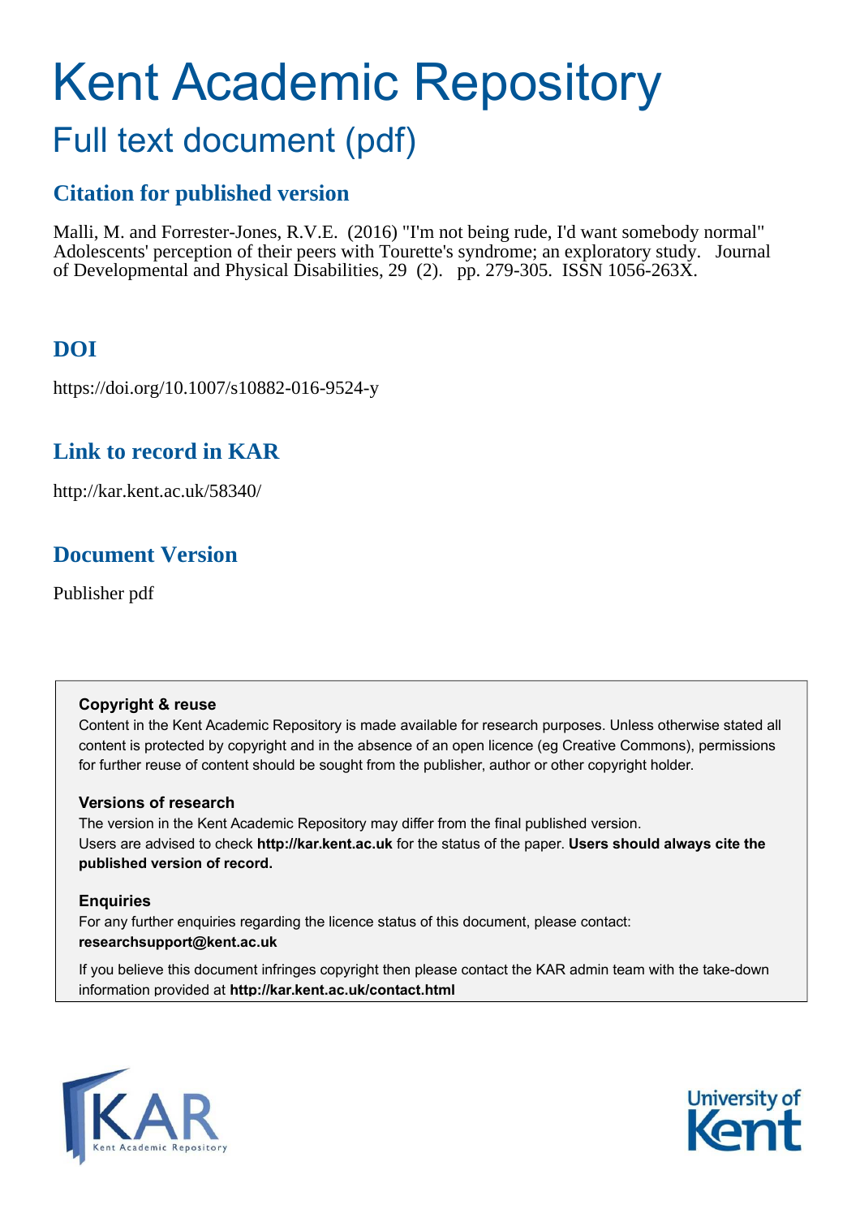# Kent Academic Repository

## Full text document (pdf)

### Citation for published version

Malli, M. and Forrester-Jones, R.V.E. (2016) "I'm not being rude, I'd want somebody normal" Adolescents' perception of their peers with Tourette's syndrome; an exploratory study. Journal of Developmental and Physical Disabilities, 29 (2). pp. 279-305. ISSN 1056-263X.

### DOI

https://doi.org/10.1007/s10882-016-9524-y

### Link to record in KAR

http://kar.kent.ac.uk/58340/

### Document Version

Publisher pdf

**Copyright & reuse**

Content in the Kent Academic Repository is made available for research purposes. Unless otherwise stated all content is protected by copyright and in the absence of an open licence (eg Creative Commons), permissions for further reuse of content should be sought from the publisher, author or other copyright holder.

**Versions of research**

The version in the Kent Academic Repository may differ from the final published version. Users are advised to check **http://kar.kent.ac.uk** for the status of the paper. **Users should always cite the published version of record.**

**Enquiries**

For any further enquiries regarding the licence status of this document, please contact: **researchsupport@kent.ac.uk**

If you believe this document infringes copyright then please contact the KAR admin team with the take-down information provided at **http://kar.kent.ac.uk/contact.html**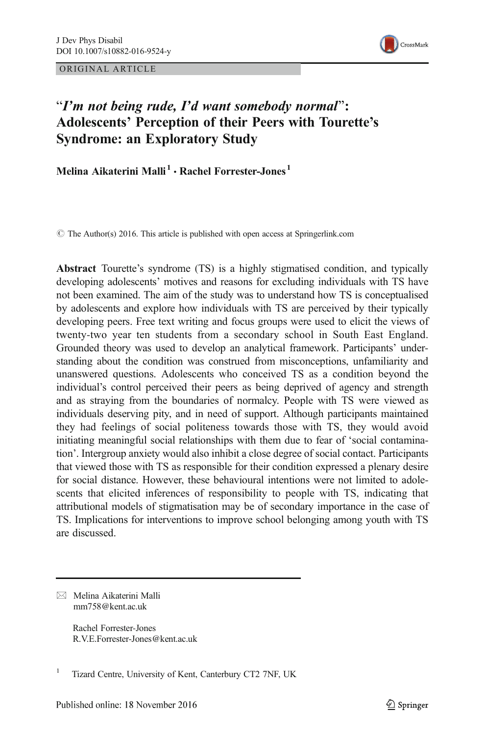ORIGINAL ARTICLE

# "*I'm not being rude, I'd want somebody normal*": Adolescents' Perception of their Peers with Tourette's Syndrome: an Exploratory Study

**Melina Aikaterini Malli[1] · Rachel Forrester-Jones[1]**

© The Author(s) 2016. This article is published with open access at Springerlink.com

**Abstract** Tourette's syndrome (TS) is a highly stigmatised condition, and typically developing adolescents' motives and reasons for excluding individuals with TS have not been examined. The aim of the study was to understand how TS is conceptualised by adolescents and explore how individuals with TS are perceived by their typically developing peers. Free text writing and focus groups were used to elicit the views of twenty-two year ten students from a secondary school in South East England. Grounded theory was used to develop an analytical framework. Participants' understanding about the condition was construed from misconceptions, unfamiliarity and unanswered questions. Adolescents who conceived TS as a condition beyond the individual's control perceived their peers as being deprived of agency and strength and as straying from the boundaries of normalcy. People with TS were viewed as individuals deserving pity, and in need of support. Although participants maintained they had feelings of social politeness towards those with TS, they would avoid initiating meaningful social relationships with them due to fear of 'social contamination'. Intergroup anxiety would also inhibit a close degree of social contact. Participants that viewed those with TS as responsible for their condition expressed a plenary desire for social distance. However, these behavioural intentions were not limited to adolescents that elicited inferences of responsibility to people with TS, indicating that attributional models of stigmatisation may be of secondary importance in the case of TS. Implications for interventions to improve school belonging among youth with TS are discussed.

✉ Melina Aikaterini Malli
mm758@kent.ac.uk

Rachel Forrester-Jones
R.V.E.Forrester-Jones@kent.ac.uk

[1] Tizard Centre, University of Kent, Canterbury CT2 7NF, UK

Published online: 18 November 2016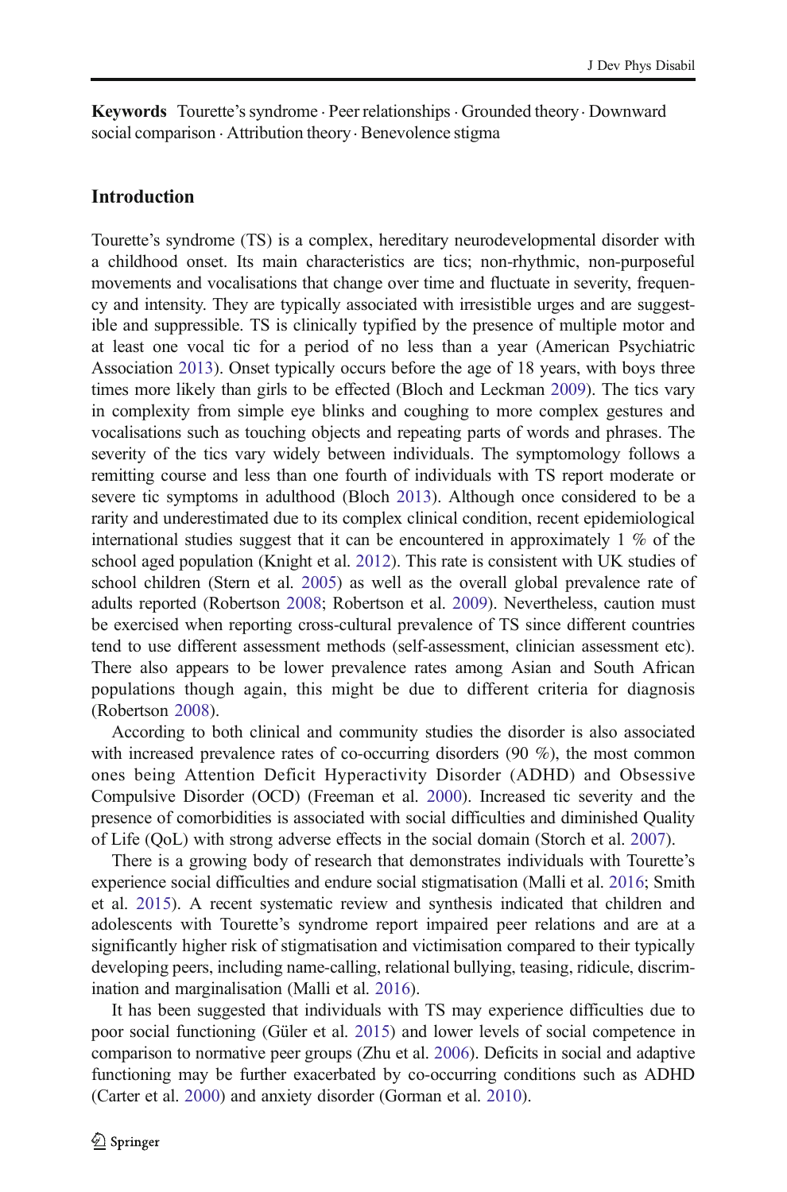**Keywords** Tourette's syndrome · Peer relationships · Grounded theory · Downward social comparison · Attribution theory · Benevolence stigma

## Introduction

Tourette's syndrome (TS) is a complex, hereditary neurodevelopmental disorder with a childhood onset. Its main characteristics are tics; non-rhythmic, non-purposeful movements and vocalisations that change over time and fluctuate in severity, frequency and intensity. They are typically associated with irresistible urges and are suggestible and suppressible. TS is clinically typified by the presence of multiple motor and at least one vocal tic for a period of no less than a year (American Psychiatric Association 2013). Onset typically occurs before the age of 18 years, with boys three times more likely than girls to be effected (Bloch and Leckman 2009). The tics vary in complexity from simple eye blinks and coughing to more complex gestures and vocalisations such as touching objects and repeating parts of words and phrases. The severity of the tics vary widely between individuals. The symptomology follows a remitting course and less than one fourth of individuals with TS report moderate or severe tic symptoms in adulthood (Bloch 2013). Although once considered to be a rarity and underestimated due to its complex clinical condition, recent epidemiological international studies suggest that it can be encountered in approximately 1 % of the school aged population (Knight et al. 2012). This rate is consistent with UK studies of school children (Stern et al. 2005) as well as the overall global prevalence rate of adults reported (Robertson 2008; Robertson et al. 2009). Nevertheless, caution must be exercised when reporting cross-cultural prevalence of TS since different countries tend to use different assessment methods (self-assessment, clinician assessment etc). There also appears to be lower prevalence rates among Asian and South African populations though again, this might be due to different criteria for diagnosis (Robertson 2008).

According to both clinical and community studies the disorder is also associated with increased prevalence rates of co-occurring disorders (90 %), the most common ones being Attention Deficit Hyperactivity Disorder (ADHD) and Obsessive Compulsive Disorder (OCD) (Freeman et al. 2000). Increased tic severity and the presence of comorbidities is associated with social difficulties and diminished Quality of Life (QoL) with strong adverse effects in the social domain (Storch et al. 2007).

There is a growing body of research that demonstrates individuals with Tourette's experience social difficulties and endure social stigmatisation (Malli et al. 2016; Smith et al. 2015). A recent systematic review and synthesis indicated that children and adolescents with Tourette's syndrome report impaired peer relations and are at a significantly higher risk of stigmatisation and victimisation compared to their typically developing peers, including name-calling, relational bullying, teasing, ridicule, discrimination and marginalisation (Malli et al. 2016).

It has been suggested that individuals with TS may experience difficulties due to poor social functioning (Güler et al. 2015) and lower levels of social competence in comparison to normative peer groups (Zhu et al. 2006). Deficits in social and adaptive functioning may be further exacerbated by co-occurring conditions such as ADHD (Carter et al. 2000) and anxiety disorder (Gorman et al. 2010).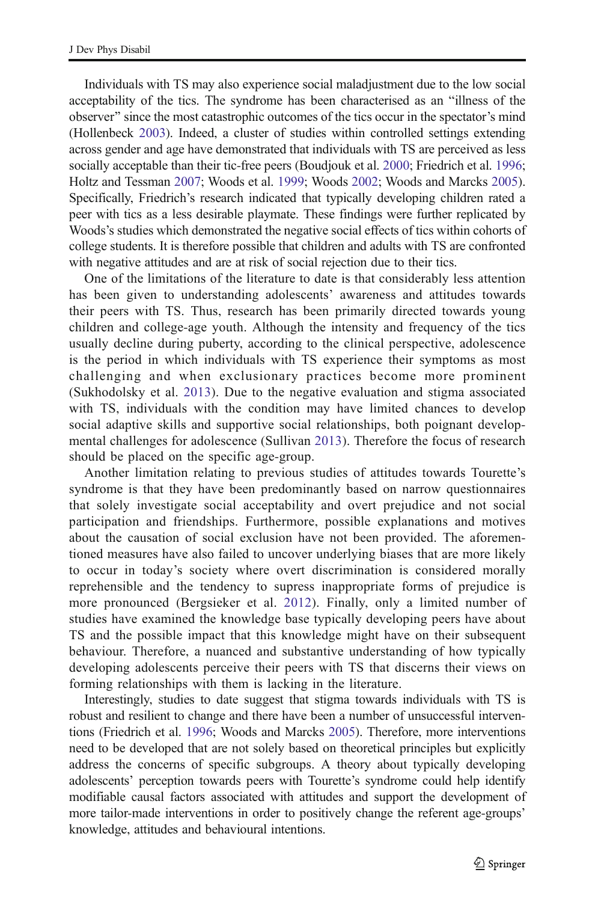Individuals with TS may also experience social maladjustment due to the low social acceptability of the tics. The syndrome has been characterised as an "illness of the observer" since the most catastrophic outcomes of the tics occur in the spectator's mind (Hollenbeck 2003). Indeed, a cluster of studies within controlled settings extending across gender and age have demonstrated that individuals with TS are perceived as less socially acceptable than their tic-free peers (Boudjouk et al. 2000; Friedrich et al. 1996; Holtz and Tessman 2007; Woods et al. 1999; Woods 2002; Woods and Marcks 2005). Specifically, Friedrich's research indicated that typically developing children rated a peer with tics as a less desirable playmate. These findings were further replicated by Woods's studies which demonstrated the negative social effects of tics within cohorts of college students. It is therefore possible that children and adults with TS are confronted with negative attitudes and are at risk of social rejection due to their tics.

One of the limitations of the literature to date is that considerably less attention has been given to understanding adolescents' awareness and attitudes towards their peers with TS. Thus, research has been primarily directed towards young children and college-age youth. Although the intensity and frequency of the tics usually decline during puberty, according to the clinical perspective, adolescence is the period in which individuals with TS experience their symptoms as most challenging and when exclusionary practices become more prominent (Sukhodolsky et al. 2013). Due to the negative evaluation and stigma associated with TS, individuals with the condition may have limited chances to develop social adaptive skills and supportive social relationships, both poignant developmental challenges for adolescence (Sullivan 2013). Therefore the focus of research should be placed on the specific age-group.

Another limitation relating to previous studies of attitudes towards Tourette's syndrome is that they have been predominantly based on narrow questionnaires that solely investigate social acceptability and overt prejudice and not social participation and friendships. Furthermore, possible explanations and motives about the causation of social exclusion have not been provided. The aforementioned measures have also failed to uncover underlying biases that are more likely to occur in today's society where overt discrimination is considered morally reprehensible and the tendency to supress inappropriate forms of prejudice is more pronounced (Bergsieker et al. 2012). Finally, only a limited number of studies have examined the knowledge base typically developing peers have about TS and the possible impact that this knowledge might have on their subsequent behaviour. Therefore, a nuanced and substantive understanding of how typically developing adolescents perceive their peers with TS that discerns their views on forming relationships with them is lacking in the literature.

Interestingly, studies to date suggest that stigma towards individuals with TS is robust and resilient to change and there have been a number of unsuccessful interventions (Friedrich et al. 1996; Woods and Marcks 2005). Therefore, more interventions need to be developed that are not solely based on theoretical principles but explicitly address the concerns of specific subgroups. A theory about typically developing adolescents' perception towards peers with Tourette's syndrome could help identify modifiable causal factors associated with attitudes and support the development of more tailor-made interventions in order to positively change the referent age-groups' knowledge, attitudes and behavioural intentions.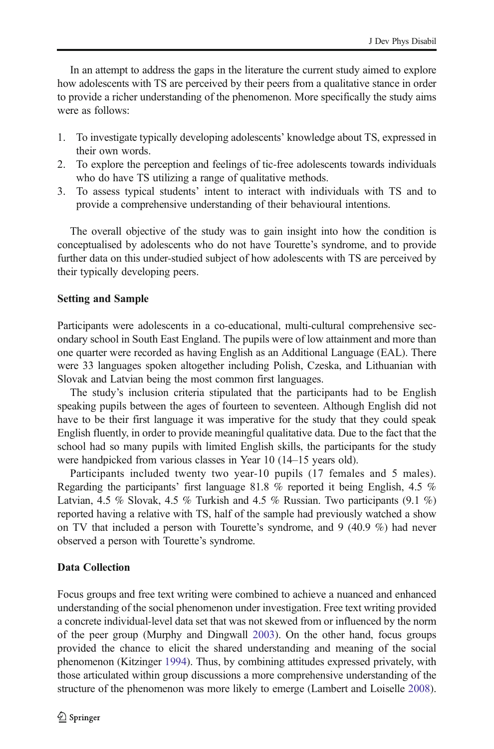In an attempt to address the gaps in the literature the current study aimed to explore how adolescents with TS are perceived by their peers from a qualitative stance in order to provide a richer understanding of the phenomenon. More specifically the study aims were as follows:

1. To investigate typically developing adolescents' knowledge about TS, expressed in their own words.
2. To explore the perception and feelings of tic-free adolescents towards individuals who do have TS utilizing a range of qualitative methods.
3. To assess typical students' intent to interact with individuals with TS and to provide a comprehensive understanding of their behavioural intentions.

The overall objective of the study was to gain insight into how the condition is conceptualised by adolescents who do not have Tourette's syndrome, and to provide further data on this under-studied subject of how adolescents with TS are perceived by their typically developing peers.

### Setting and Sample

Participants were adolescents in a co-educational, multi-cultural comprehensive secondary school in South East England. The pupils were of low attainment and more than one quarter were recorded as having English as an Additional Language (EAL). There were 33 languages spoken altogether including Polish, Czeska, and Lithuanian with Slovak and Latvian being the most common first languages.

The study's inclusion criteria stipulated that the participants had to be English speaking pupils between the ages of fourteen to seventeen. Although English did not have to be their first language it was imperative for the study that they could speak English fluently, in order to provide meaningful qualitative data. Due to the fact that the school had so many pupils with limited English skills, the participants for the study were handpicked from various classes in Year 10 (14–15 years old).

Participants included twenty two year-10 pupils (17 females and 5 males). Regarding the participants' first language 81.8 % reported it being English, 4.5 % Latvian, 4.5 % Slovak, 4.5 % Turkish and 4.5 % Russian. Two participants (9.1 %) reported having a relative with TS, half of the sample had previously watched a show on TV that included a person with Tourette's syndrome, and 9 (40.9 %) had never observed a person with Tourette's syndrome.

### Data Collection

Focus groups and free text writing were combined to achieve a nuanced and enhanced understanding of the social phenomenon under investigation. Free text writing provided a concrete individual-level data set that was not skewed from or influenced by the norm of the peer group (Murphy and Dingwall 2003). On the other hand, focus groups provided the chance to elicit the shared understanding and meaning of the social phenomenon (Kitzinger 1994). Thus, by combining attitudes expressed privately, with those articulated within group discussions a more comprehensive understanding of the structure of the phenomenon was more likely to emerge (Lambert and Loiselle 2008).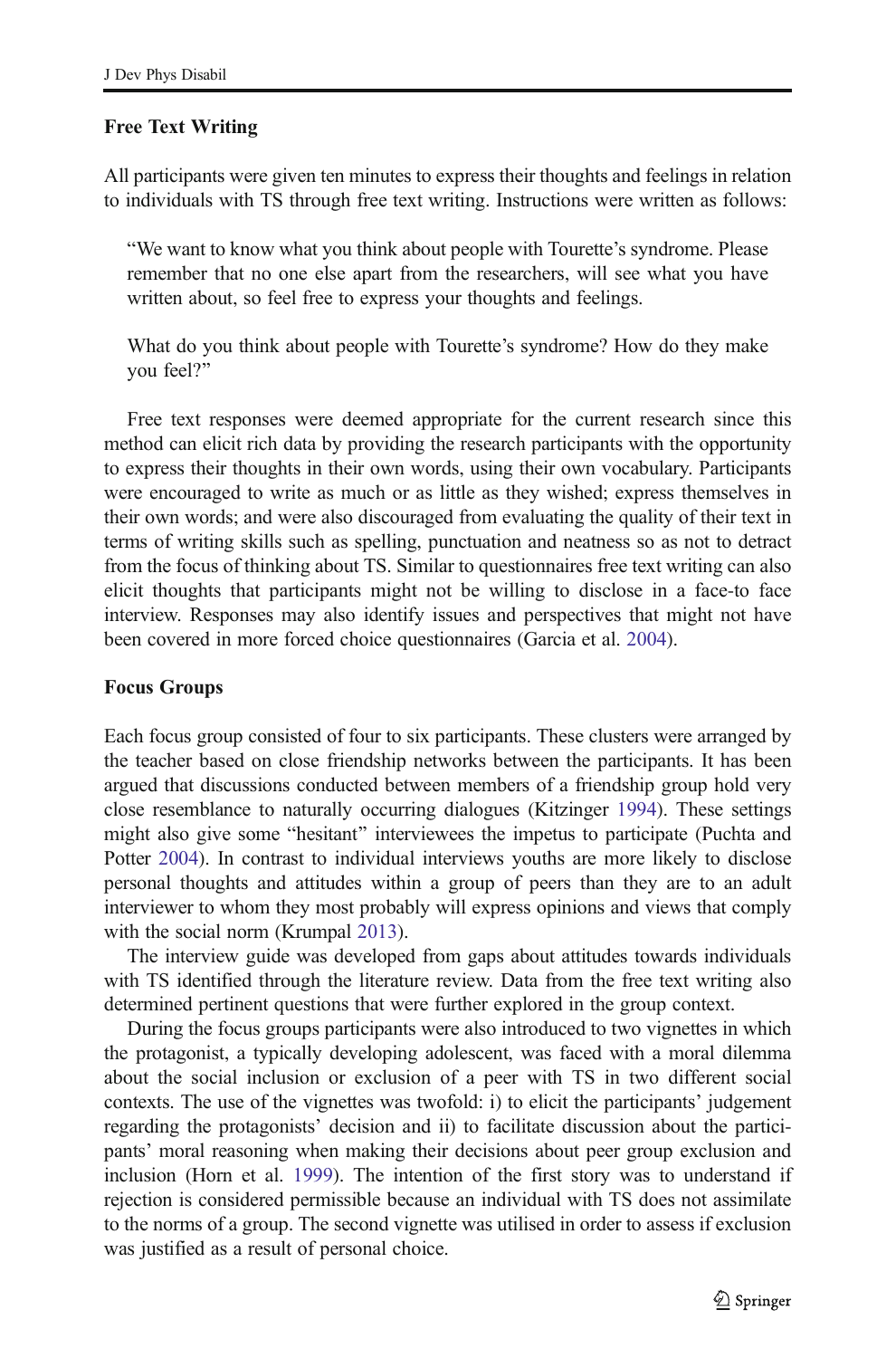### Free Text Writing

All participants were given ten minutes to express their thoughts and feelings in relation to individuals with TS through free text writing. Instructions were written as follows:

> "We want to know what you think about people with Tourette's syndrome. Please remember that no one else apart from the researchers, will see what you have written about, so feel free to express your thoughts and feelings.
>
> What do you think about people with Tourette's syndrome? How do they make you feel?"

Free text responses were deemed appropriate for the current research since this method can elicit rich data by providing the research participants with the opportunity to express their thoughts in their own words, using their own vocabulary. Participants were encouraged to write as much or as little as they wished; express themselves in their own words; and were also discouraged from evaluating the quality of their text in terms of writing skills such as spelling, punctuation and neatness so as not to detract from the focus of thinking about TS. Similar to questionnaires free text writing can also elicit thoughts that participants might not be willing to disclose in a face-to face interview. Responses may also identify issues and perspectives that might not have been covered in more forced choice questionnaires (Garcia et al. 2004).

### Focus Groups

Each focus group consisted of four to six participants. These clusters were arranged by the teacher based on close friendship networks between the participants. It has been argued that discussions conducted between members of a friendship group hold very close resemblance to naturally occurring dialogues (Kitzinger 1994). These settings might also give some "hesitant" interviewees the impetus to participate (Puchta and Potter 2004). In contrast to individual interviews youths are more likely to disclose personal thoughts and attitudes within a group of peers than they are to an adult interviewer to whom they most probably will express opinions and views that comply with the social norm (Krumpal 2013).

The interview guide was developed from gaps about attitudes towards individuals with TS identified through the literature review. Data from the free text writing also determined pertinent questions that were further explored in the group context.

During the focus groups participants were also introduced to two vignettes in which the protagonist, a typically developing adolescent, was faced with a moral dilemma about the social inclusion or exclusion of a peer with TS in two different social contexts. The use of the vignettes was twofold: i) to elicit the participants' judgement regarding the protagonists' decision and ii) to facilitate discussion about the participants' moral reasoning when making their decisions about peer group exclusion and inclusion (Horn et al. 1999). The intention of the first story was to understand if rejection is considered permissible because an individual with TS does not assimilate to the norms of a group. The second vignette was utilised in order to assess if exclusion was justified as a result of personal choice.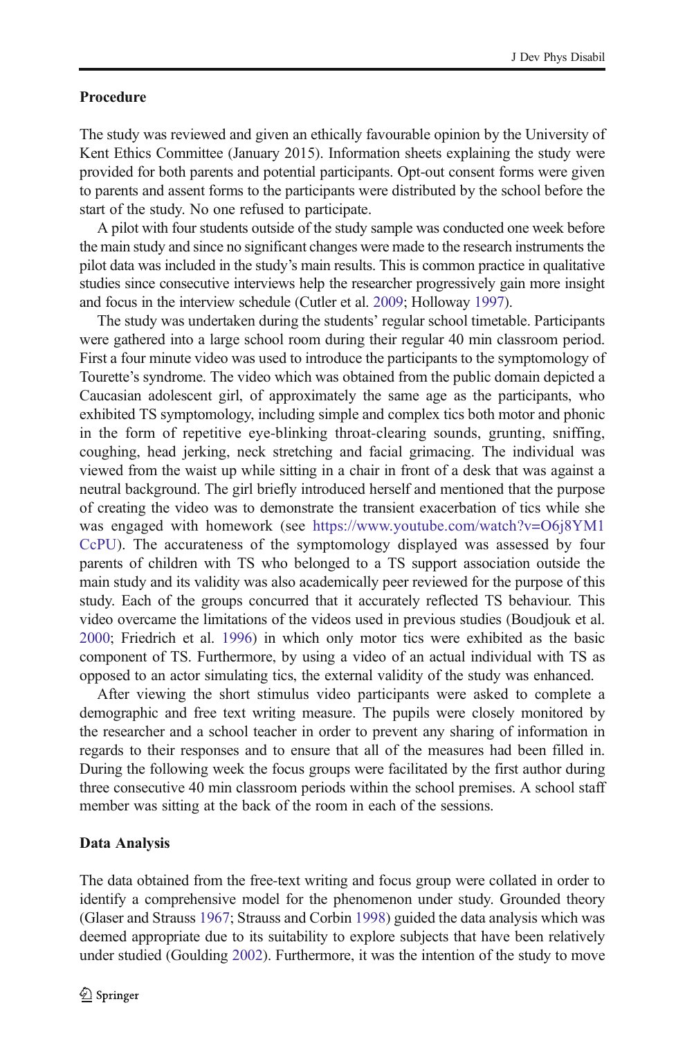## Procedure

The study was reviewed and given an ethically favourable opinion by the University of Kent Ethics Committee (January 2015). Information sheets explaining the study were provided for both parents and potential participants. Opt-out consent forms were given to parents and assent forms to the participants were distributed by the school before the start of the study. No one refused to participate.

A pilot with four students outside of the study sample was conducted one week before the main study and since no significant changes were made to the research instruments the pilot data was included in the study's main results. This is common practice in qualitative studies since consecutive interviews help the researcher progressively gain more insight and focus in the interview schedule (Cutler et al. 2009; Holloway 1997).

The study was undertaken during the students' regular school timetable. Participants were gathered into a large school room during their regular 40 min classroom period. First a four minute video was used to introduce the participants to the symptomology of Tourette's syndrome. The video which was obtained from the public domain depicted a Caucasian adolescent girl, of approximately the same age as the participants, who exhibited TS symptomology, including simple and complex tics both motor and phonic in the form of repetitive eye-blinking throat-clearing sounds, grunting, sniffing, coughing, head jerking, neck stretching and facial grimacing. The individual was viewed from the waist up while sitting in a chair in front of a desk that was against a neutral background. The girl briefly introduced herself and mentioned that the purpose of creating the video was to demonstrate the transient exacerbation of tics while she was engaged with homework (see https://www.youtube.com/watch?v=O6j8YM1CcPU). The accurateness of the symptomology displayed was assessed by four parents of children with TS who belonged to a TS support association outside the main study and its validity was also academically peer reviewed for the purpose of this study. Each of the groups concurred that it accurately reflected TS behaviour. This video overcame the limitations of the videos used in previous studies (Boudjouk et al. 2000; Friedrich et al. 1996) in which only motor tics were exhibited as the basic component of TS. Furthermore, by using a video of an actual individual with TS as opposed to an actor simulating tics, the external validity of the study was enhanced.

After viewing the short stimulus video participants were asked to complete a demographic and free text writing measure. The pupils were closely monitored by the researcher and a school teacher in order to prevent any sharing of information in regards to their responses and to ensure that all of the measures had been filled in. During the following week the focus groups were facilitated by the first author during three consecutive 40 min classroom periods within the school premises. A school staff member was sitting at the back of the room in each of the sessions.

## Data Analysis

The data obtained from the free-text writing and focus group were collated in order to identify a comprehensive model for the phenomenon under study. Grounded theory (Glaser and Strauss 1967; Strauss and Corbin 1998) guided the data analysis which was deemed appropriate due to its suitability to explore subjects that have been relatively under studied (Goulding 2002). Furthermore, it was the intention of the study to move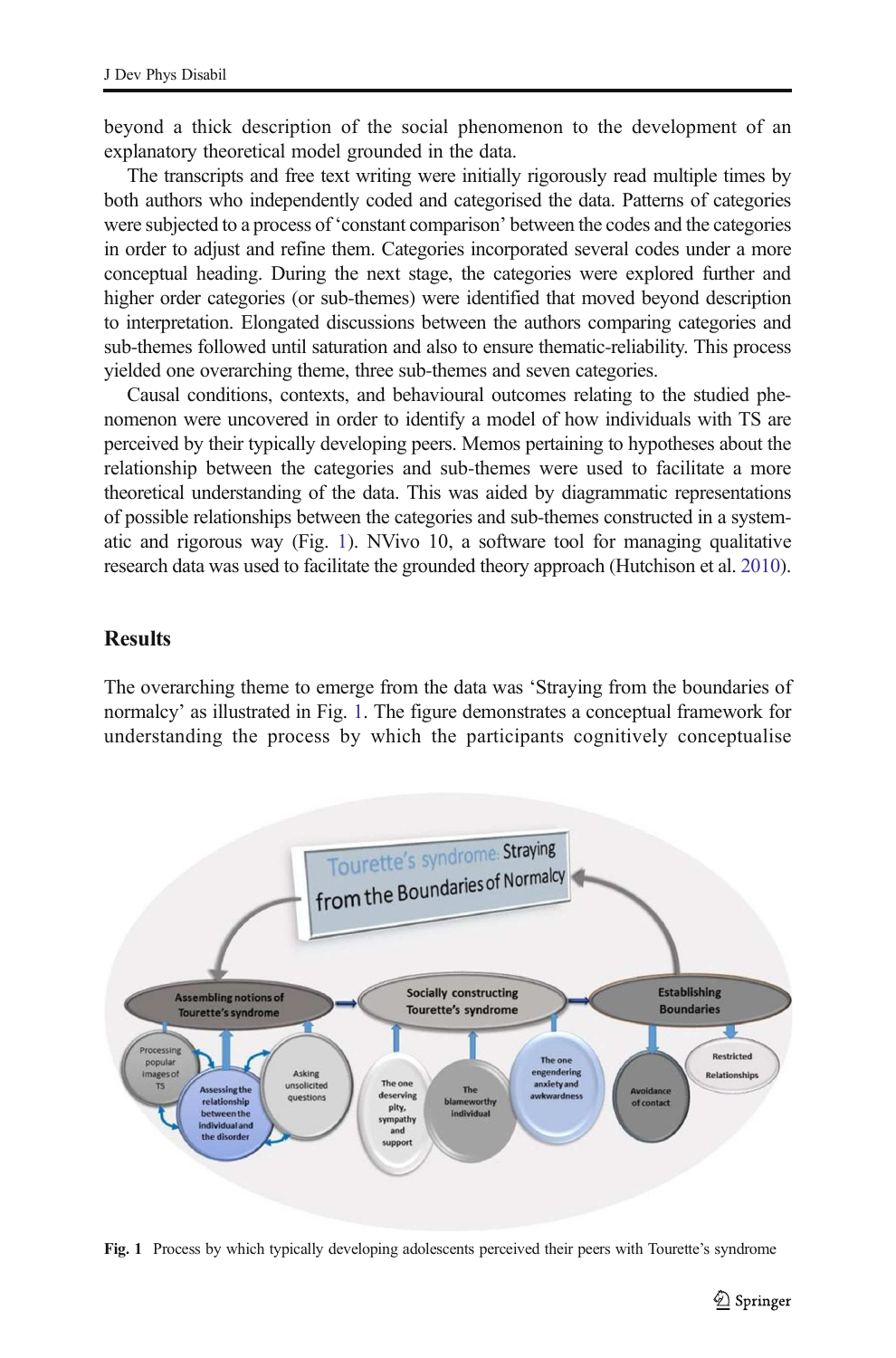beyond a thick description of the social phenomenon to the development of an explanatory theoretical model grounded in the data.

The transcripts and free text writing were initially rigorously read multiple times by both authors who independently coded and categorised the data. Patterns of categories were subjected to a process of 'constant comparison' between the codes and the categories in order to adjust and refine them. Categories incorporated several codes under a more conceptual heading. During the next stage, the categories were explored further and higher order categories (or sub-themes) were identified that moved beyond description to interpretation. Elongated discussions between the authors comparing categories and sub-themes followed until saturation and also to ensure thematic-reliability. This process yielded one overarching theme, three sub-themes and seven categories.

Causal conditions, contexts, and behavioural outcomes relating to the studied phenomenon were uncovered in order to identify a model of how individuals with TS are perceived by their typically developing peers. Memos pertaining to hypotheses about the relationship between the categories and sub-themes were used to facilitate a more theoretical understanding of the data. This was aided by diagrammatic representations of possible relationships between the categories and sub-themes constructed in a systematic and rigorous way (Fig. 1). NVivo 10, a software tool for managing qualitative research data was used to facilitate the grounded theory approach (Hutchison et al. 2010).

## Results

The overarching theme to emerge from the data was 'Straying from the boundaries of normalcy' as illustrated in Fig. 1. The figure demonstrates a conceptual framework for understanding the process by which the participants cognitively conceptualise

**Fig. 1** Process by which typically developing adolescents perceived their peers with Tourette's syndrome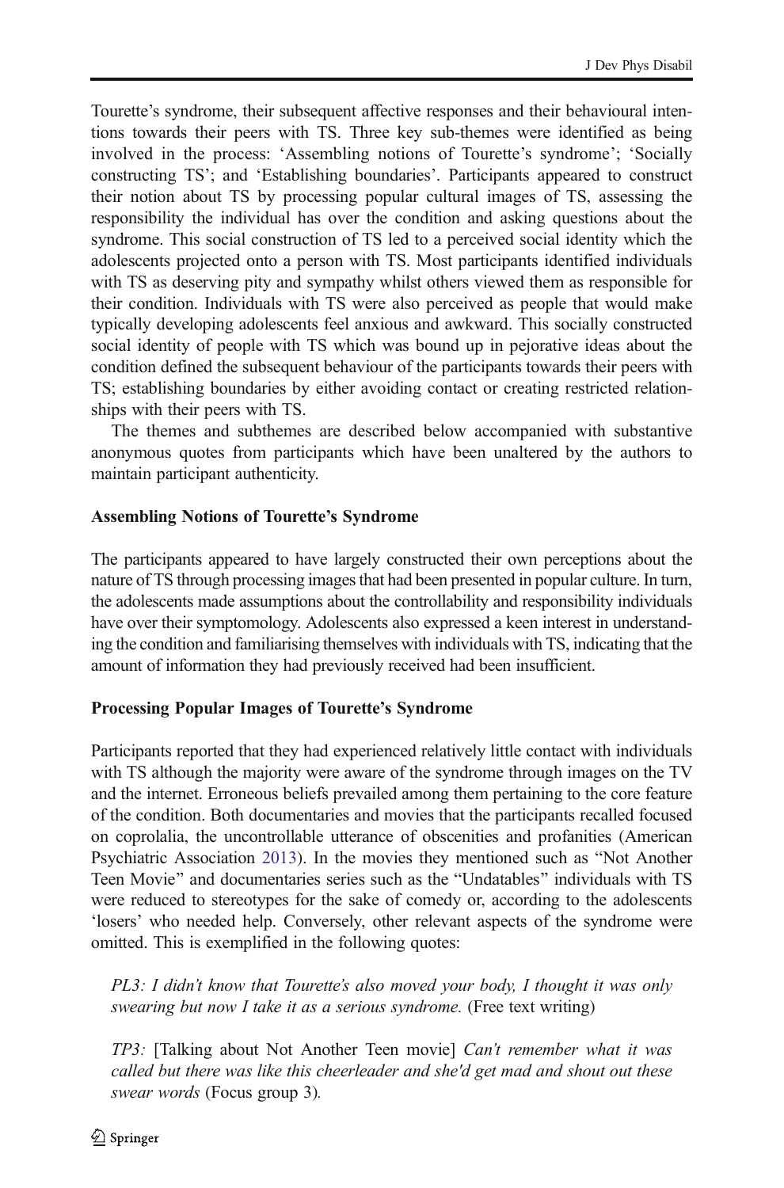Tourette's syndrome, their subsequent affective responses and their behavioural intentions towards their peers with TS. Three key sub-themes were identified as being involved in the process: 'Assembling notions of Tourette's syndrome'; 'Socially constructing TS'; and 'Establishing boundaries'. Participants appeared to construct their notion about TS by processing popular cultural images of TS, assessing the responsibility the individual has over the condition and asking questions about the syndrome. This social construction of TS led to a perceived social identity which the adolescents projected onto a person with TS. Most participants identified individuals with TS as deserving pity and sympathy whilst others viewed them as responsible for their condition. Individuals with TS were also perceived as people that would make typically developing adolescents feel anxious and awkward. This socially constructed social identity of people with TS which was bound up in pejorative ideas about the condition defined the subsequent behaviour of the participants towards their peers with TS; establishing boundaries by either avoiding contact or creating restricted relationships with their peers with TS.

The themes and subthemes are described below accompanied with substantive anonymous quotes from participants which have been unaltered by the authors to maintain participant authenticity.

**Assembling Notions of Tourette's Syndrome**

The participants appeared to have largely constructed their own perceptions about the nature of TS through processing images that had been presented in popular culture. In turn, the adolescents made assumptions about the controllability and responsibility individuals have over their symptomology. Adolescents also expressed a keen interest in understanding the condition and familiarising themselves with individuals with TS, indicating that the amount of information they had previously received had been insufficient.

**Processing Popular Images of Tourette's Syndrome**

Participants reported that they had experienced relatively little contact with individuals with TS although the majority were aware of the syndrome through images on the TV and the internet. Erroneous beliefs prevailed among them pertaining to the core feature of the condition. Both documentaries and movies that the participants recalled focused on coprolalia, the uncontrollable utterance of obscenities and profanities (American Psychiatric Association 2013). In the movies they mentioned such as "Not Another Teen Movie" and documentaries series such as the "Undatables" individuals with TS were reduced to stereotypes for the sake of comedy or, according to the adolescents 'losers' who needed help. Conversely, other relevant aspects of the syndrome were omitted. This is exemplified in the following quotes:

> *PL3: I didn't know that Tourette's also moved your body, I thought it was only swearing but now I take it as a serious syndrome.* (Free text writing)

> *TP3:* [Talking about Not Another Teen movie] *Can't remember what it was called but there was like this cheerleader and she'd get mad and shout out these swear words* (Focus group 3).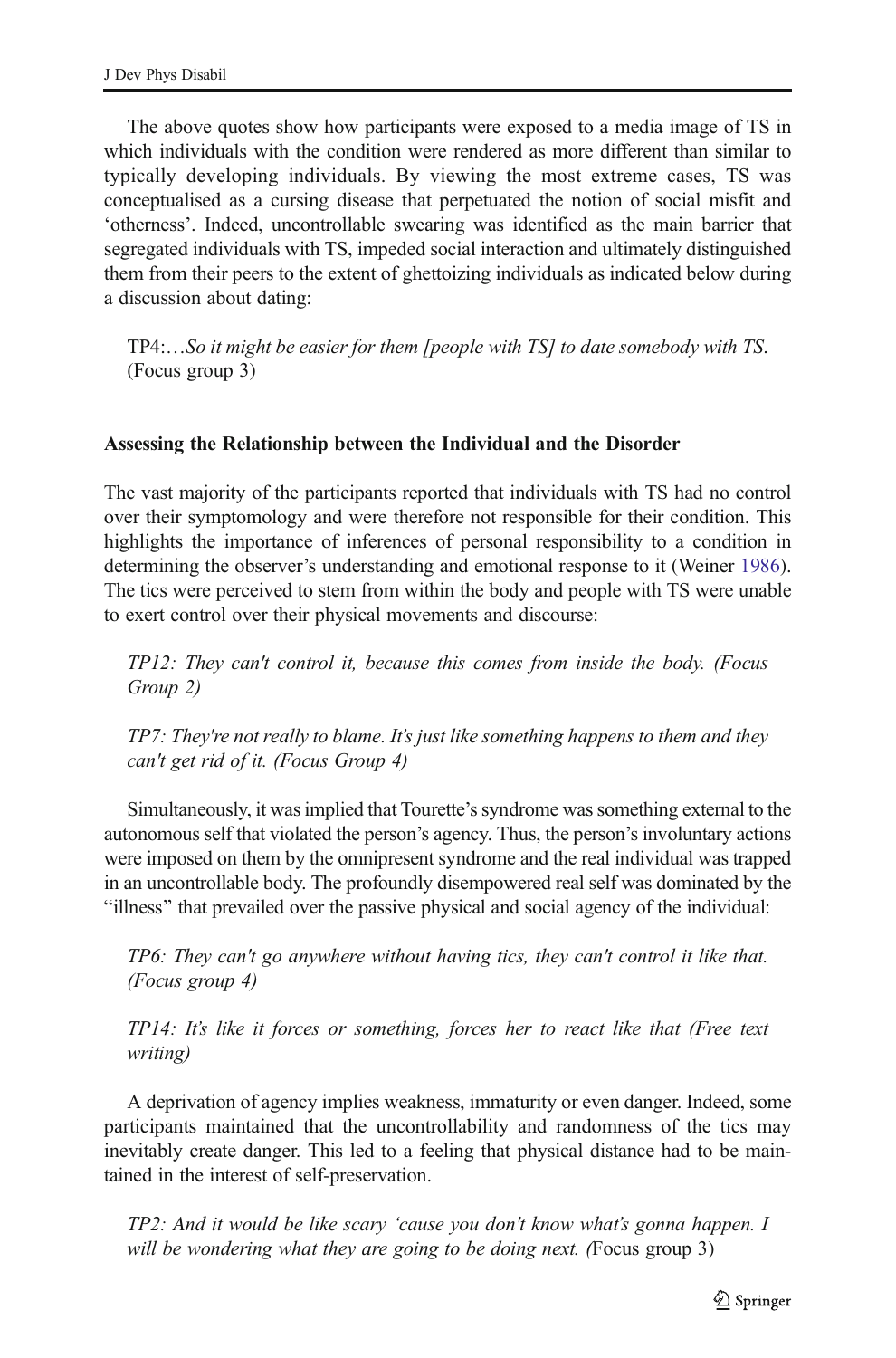The above quotes show how participants were exposed to a media image of TS in which individuals with the condition were rendered as more different than similar to typically developing individuals. By viewing the most extreme cases, TS was conceptualised as a cursing disease that perpetuated the notion of social misfit and 'otherness'. Indeed, uncontrollable swearing was identified as the main barrier that segregated individuals with TS, impeded social interaction and ultimately distinguished them from their peers to the extent of ghettoizing individuals as indicated below during a discussion about dating:

> TP4:…*So it might be easier for them [people with TS] to date somebody with TS*. (Focus group 3)

### Assessing the Relationship between the Individual and the Disorder

The vast majority of the participants reported that individuals with TS had no control over their symptomology and were therefore not responsible for their condition. This highlights the importance of inferences of personal responsibility to a condition in determining the observer's understanding and emotional response to it (Weiner 1986). The tics were perceived to stem from within the body and people with TS were unable to exert control over their physical movements and discourse:

> *TP12: They can't control it, because this comes from inside the body. (Focus Group 2)*

> *TP7: They're not really to blame. It's just like something happens to them and they can't get rid of it. (Focus Group 4)*

Simultaneously, it was implied that Tourette's syndrome was something external to the autonomous self that violated the person's agency. Thus, the person's involuntary actions were imposed on them by the omnipresent syndrome and the real individual was trapped in an uncontrollable body. The profoundly disempowered real self was dominated by the "illness" that prevailed over the passive physical and social agency of the individual:

> *TP6: They can't go anywhere without having tics, they can't control it like that. (Focus group 4)*

> *TP14: It's like it forces or something, forces her to react like that (Free text writing)*

A deprivation of agency implies weakness, immaturity or even danger. Indeed, some participants maintained that the uncontrollability and randomness of the tics may inevitably create danger. This led to a feeling that physical distance had to be maintained in the interest of self-preservation.

> *TP2: And it would be like scary 'cause you don't know what's gonna happen. I will be wondering what they are going to be doing next. (*Focus group 3)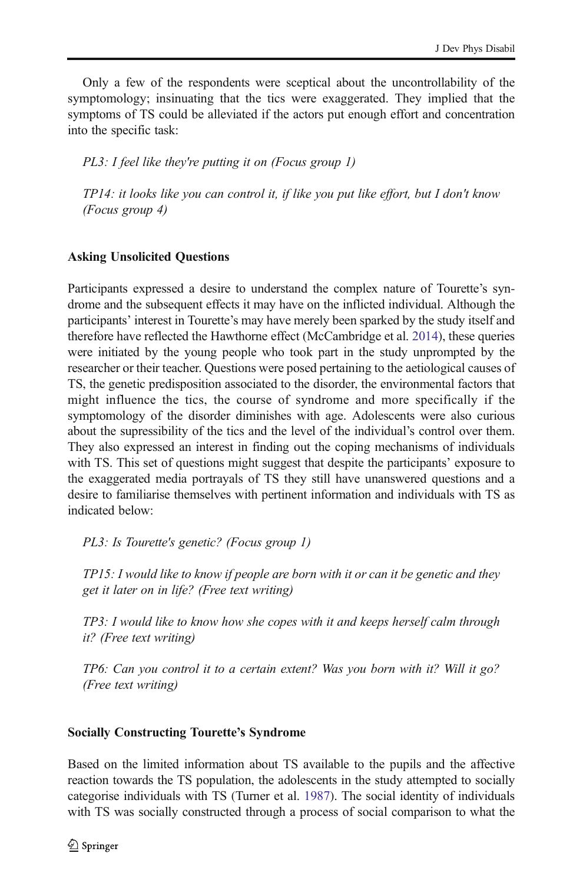Only a few of the respondents were sceptical about the uncontrollability of the symptomology; insinuating that the tics were exaggerated. They implied that the symptoms of TS could be alleviated if the actors put enough effort and concentration into the specific task:

*PL3: I feel like they're putting it on (Focus group 1)*

*TP14: it looks like you can control it, if like you put like effort, but I don't know (Focus group 4)*

### Asking Unsolicited Questions

Participants expressed a desire to understand the complex nature of Tourette's syndrome and the subsequent effects it may have on the inflicted individual. Although the participants' interest in Tourette's may have merely been sparked by the study itself and therefore have reflected the Hawthorne effect (McCambridge et al. 2014), these queries were initiated by the young people who took part in the study unprompted by the researcher or their teacher. Questions were posed pertaining to the aetiological causes of TS, the genetic predisposition associated to the disorder, the environmental factors that might influence the tics, the course of syndrome and more specifically if the symptomology of the disorder diminishes with age. Adolescents were also curious about the supressibility of the tics and the level of the individual's control over them. They also expressed an interest in finding out the coping mechanisms of individuals with TS. This set of questions might suggest that despite the participants' exposure to the exaggerated media portrayals of TS they still have unanswered questions and a desire to familiarise themselves with pertinent information and individuals with TS as indicated below:

*PL3: Is Tourette's genetic? (Focus group 1)*

*TP15: I would like to know if people are born with it or can it be genetic and they get it later on in life? (Free text writing)*

*TP3: I would like to know how she copes with it and keeps herself calm through it? (Free text writing)*

*TP6: Can you control it to a certain extent? Was you born with it? Will it go? (Free text writing)*

### Socially Constructing Tourette's Syndrome

Based on the limited information about TS available to the pupils and the affective reaction towards the TS population, the adolescents in the study attempted to socially categorise individuals with TS (Turner et al. 1987). The social identity of individuals with TS was socially constructed through a process of social comparison to what the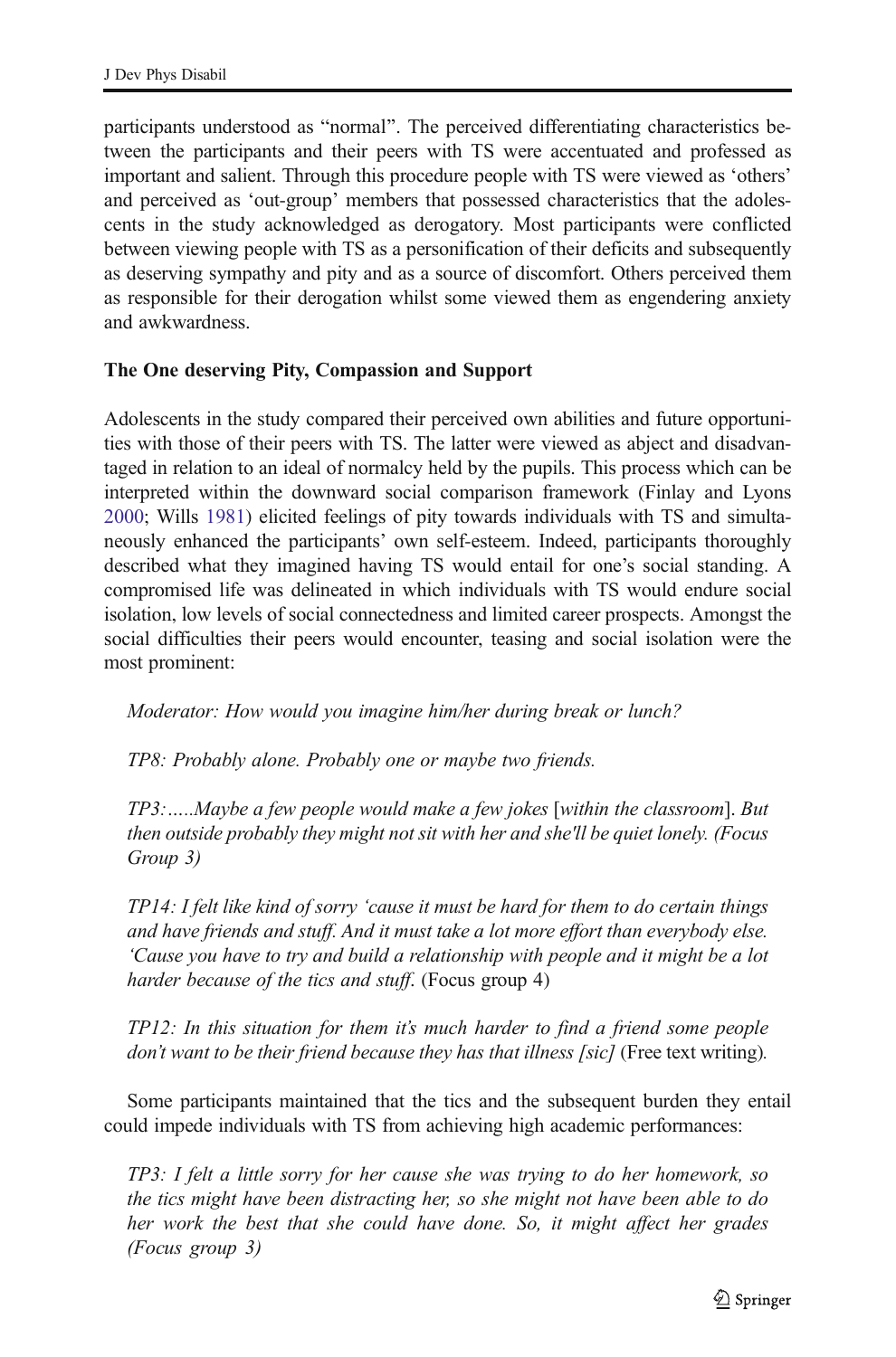participants understood as "normal". The perceived differentiating characteristics between the participants and their peers with TS were accentuated and professed as important and salient. Through this procedure people with TS were viewed as 'others' and perceived as 'out-group' members that possessed characteristics that the adolescents in the study acknowledged as derogatory. Most participants were conflicted between viewing people with TS as a personification of their deficits and subsequently as deserving sympathy and pity and as a source of discomfort. Others perceived them as responsible for their derogation whilst some viewed them as engendering anxiety and awkwardness.

**The One deserving Pity, Compassion and Support**

Adolescents in the study compared their perceived own abilities and future opportunities with those of their peers with TS. The latter were viewed as abject and disadvantaged in relation to an ideal of normalcy held by the pupils. This process which can be interpreted within the downward social comparison framework (Finlay and Lyons 2000; Wills 1981) elicited feelings of pity towards individuals with TS and simultaneously enhanced the participants' own self-esteem. Indeed, participants thoroughly described what they imagined having TS would entail for one's social standing. A compromised life was delineated in which individuals with TS would endure social isolation, low levels of social connectedness and limited career prospects. Amongst the social difficulties their peers would encounter, teasing and social isolation were the most prominent:

> *Moderator: How would you imagine him/her during break or lunch?*
>
> *TP8: Probably alone. Probably one or maybe two friends.*
>
> *TP3:…..Maybe a few people would make a few jokes* [within the classroom]. *But then outside probably they might not sit with her and she'll be quiet lonely. (Focus Group 3)*
>
> *TP14: I felt like kind of sorry 'cause it must be hard for them to do certain things and have friends and stuff. And it must take a lot more effort than everybody else. 'Cause you have to try and build a relationship with people and it might be a lot harder because of the tics and stuff.* (Focus group 4)
>
> *TP12: In this situation for them it's much harder to find a friend some people don't want to be their friend because they has that illness [sic]* (Free text writing).

Some participants maintained that the tics and the subsequent burden they entail could impede individuals with TS from achieving high academic performances:

> *TP3: I felt a little sorry for her cause she was trying to do her homework, so the tics might have been distracting her, so she might not have been able to do her work the best that she could have done. So, it might affect her grades (Focus group 3)*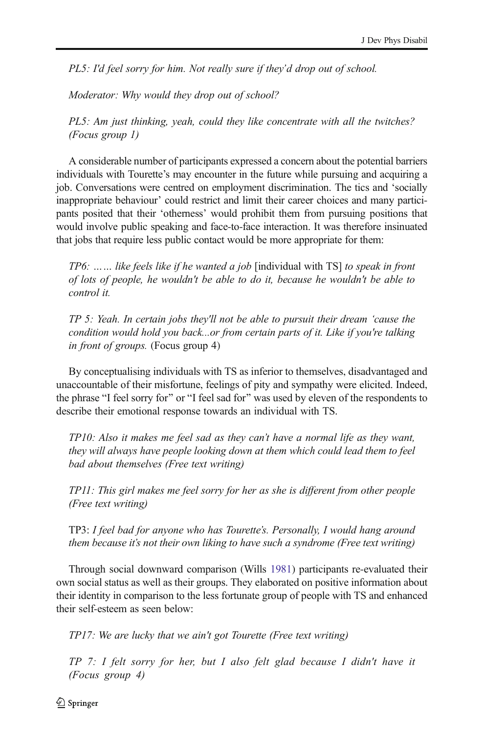*PL5: I'd feel sorry for him. Not really sure if they'd drop out of school.*

*Moderator: Why would they drop out of school?*

*PL5: Am just thinking, yeah, could they like concentrate with all the twitches? (Focus group 1)*

A considerable number of participants expressed a concern about the potential barriers individuals with Tourette's may encounter in the future while pursuing and acquiring a job. Conversations were centred on employment discrimination. The tics and 'socially inappropriate behaviour' could restrict and limit their career choices and many participants posited that their 'otherness' would prohibit them from pursuing positions that would involve public speaking and face-to-face interaction. It was therefore insinuated that jobs that require less public contact would be more appropriate for them:

*TP6: …… like feels like if he wanted a job* [individual with TS] *to speak in front of lots of people, he wouldn't be able to do it, because he wouldn't be able to control it.*

*TP 5: Yeah. In certain jobs they'll not be able to pursuit their dream 'cause the condition would hold you back...or from certain parts of it. Like if you're talking in front of groups.* (Focus group 4)

By conceptualising individuals with TS as inferior to themselves, disadvantaged and unaccountable of their misfortune, feelings of pity and sympathy were elicited. Indeed, the phrase "I feel sorry for" or "I feel sad for" was used by eleven of the respondents to describe their emotional response towards an individual with TS.

*TP10: Also it makes me feel sad as they can't have a normal life as they want, they will always have people looking down at them which could lead them to feel bad about themselves (Free text writing)*

*TP11: This girl makes me feel sorry for her as she is different from other people (Free text writing)*

TP3: *I feel bad for anyone who has Tourette's. Personally, I would hang around them because it's not their own liking to have such a syndrome (Free text writing)*

Through social downward comparison (Wills 1981) participants re-evaluated their own social status as well as their groups. They elaborated on positive information about their identity in comparison to the less fortunate group of people with TS and enhanced their self-esteem as seen below:

*TP17: We are lucky that we ain't got Tourette (Free text writing)*

*TP 7: I felt sorry for her, but I also felt glad because I didn't have it (Focus group 4)*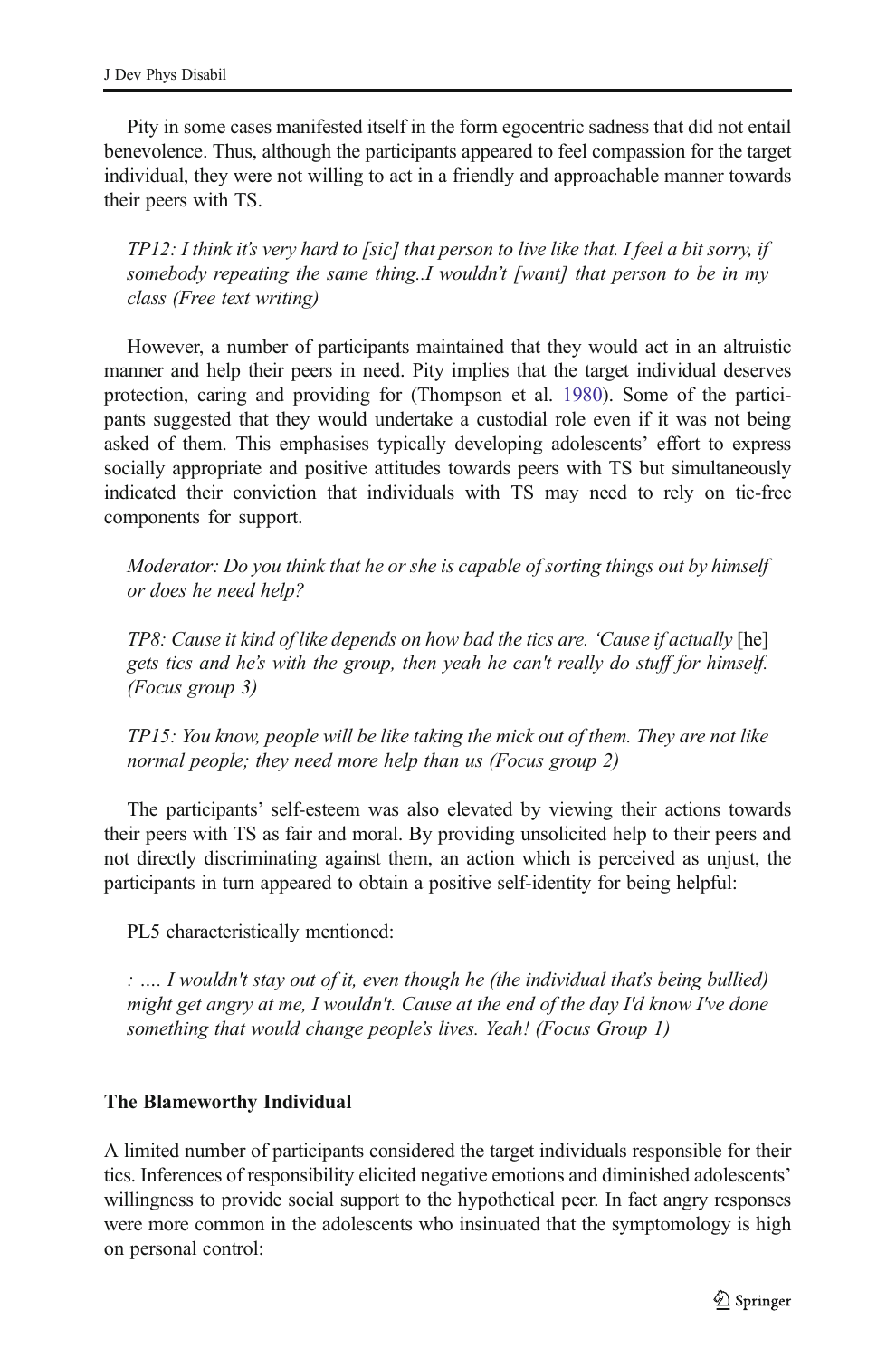Pity in some cases manifested itself in the form egocentric sadness that did not entail benevolence. Thus, although the participants appeared to feel compassion for the target individual, they were not willing to act in a friendly and approachable manner towards their peers with TS.

*TP12: I think it's very hard to [sic] that person to live like that. I feel a bit sorry, if somebody repeating the same thing..I wouldn't [want] that person to be in my class (Free text writing)*

However, a number of participants maintained that they would act in an altruistic manner and help their peers in need. Pity implies that the target individual deserves protection, caring and providing for (Thompson et al. 1980). Some of the participants suggested that they would undertake a custodial role even if it was not being asked of them. This emphasises typically developing adolescents' effort to express socially appropriate and positive attitudes towards peers with TS but simultaneously indicated their conviction that individuals with TS may need to rely on tic-free components for support.

*Moderator: Do you think that he or she is capable of sorting things out by himself or does he need help?*

*TP8: Cause it kind of like depends on how bad the tics are. 'Cause if actually* [he] *gets tics and he's with the group, then yeah he can't really do stuff for himself. (Focus group 3)*

*TP15: You know, people will be like taking the mick out of them. They are not like normal people; they need more help than us (Focus group 2)*

The participants' self-esteem was also elevated by viewing their actions towards their peers with TS as fair and moral. By providing unsolicited help to their peers and not directly discriminating against them, an action which is perceived as unjust, the participants in turn appeared to obtain a positive self-identity for being helpful:

PL5 characteristically mentioned:

*: .... I wouldn't stay out of it, even though he (the individual that's being bullied) might get angry at me, I wouldn't. Cause at the end of the day I'd know I've done something that would change people's lives. Yeah! (Focus Group 1)*

**The Blameworthy Individual**

A limited number of participants considered the target individuals responsible for their tics. Inferences of responsibility elicited negative emotions and diminished adolescents' willingness to provide social support to the hypothetical peer. In fact angry responses were more common in the adolescents who insinuated that the symptomology is high on personal control: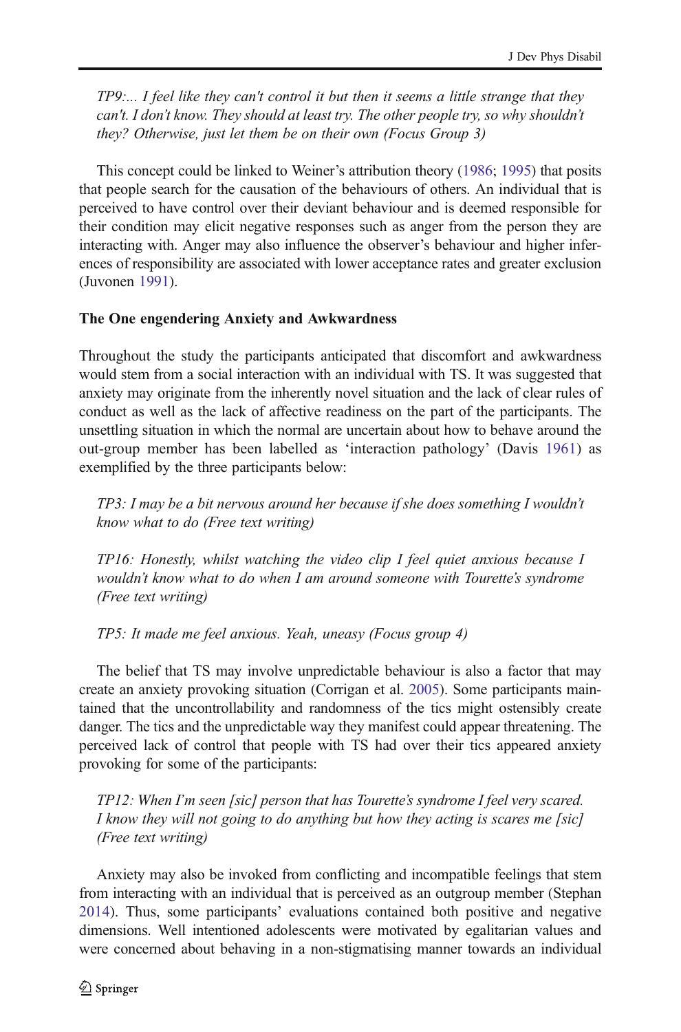*TP9:... I feel like they can't control it but then it seems a little strange that they can't. I don't know. They should at least try. The other people try, so why shouldn't they? Otherwise, just let them be on their own (Focus Group 3)*

This concept could be linked to Weiner's attribution theory (1986; 1995) that posits that people search for the causation of the behaviours of others. An individual that is perceived to have control over their deviant behaviour and is deemed responsible for their condition may elicit negative responses such as anger from the person they are interacting with. Anger may also influence the observer's behaviour and higher inferences of responsibility are associated with lower acceptance rates and greater exclusion (Juvonen 1991).

**The One engendering Anxiety and Awkwardness**

Throughout the study the participants anticipated that discomfort and awkwardness would stem from a social interaction with an individual with TS. It was suggested that anxiety may originate from the inherently novel situation and the lack of clear rules of conduct as well as the lack of affective readiness on the part of the participants. The unsettling situation in which the normal are uncertain about how to behave around the out-group member has been labelled as 'interaction pathology' (Davis 1961) as exemplified by the three participants below:

*TP3: I may be a bit nervous around her because if she does something I wouldn't know what to do (Free text writing)*

*TP16: Honestly, whilst watching the video clip I feel quiet anxious because I wouldn't know what to do when I am around someone with Tourette's syndrome (Free text writing)*

*TP5: It made me feel anxious. Yeah, uneasy (Focus group 4)*

The belief that TS may involve unpredictable behaviour is also a factor that may create an anxiety provoking situation (Corrigan et al. 2005). Some participants maintained that the uncontrollability and randomness of the tics might ostensibly create danger. The tics and the unpredictable way they manifest could appear threatening. The perceived lack of control that people with TS had over their tics appeared anxiety provoking for some of the participants:

*TP12: When I'm seen [sic] person that has Tourette's syndrome I feel very scared. I know they will not going to do anything but how they acting is scares me [sic] (Free text writing)*

Anxiety may also be invoked from conflicting and incompatible feelings that stem from interacting with an individual that is perceived as an outgroup member (Stephan 2014). Thus, some participants' evaluations contained both positive and negative dimensions. Well intentioned adolescents were motivated by egalitarian values and were concerned about behaving in a non-stigmatising manner towards an individual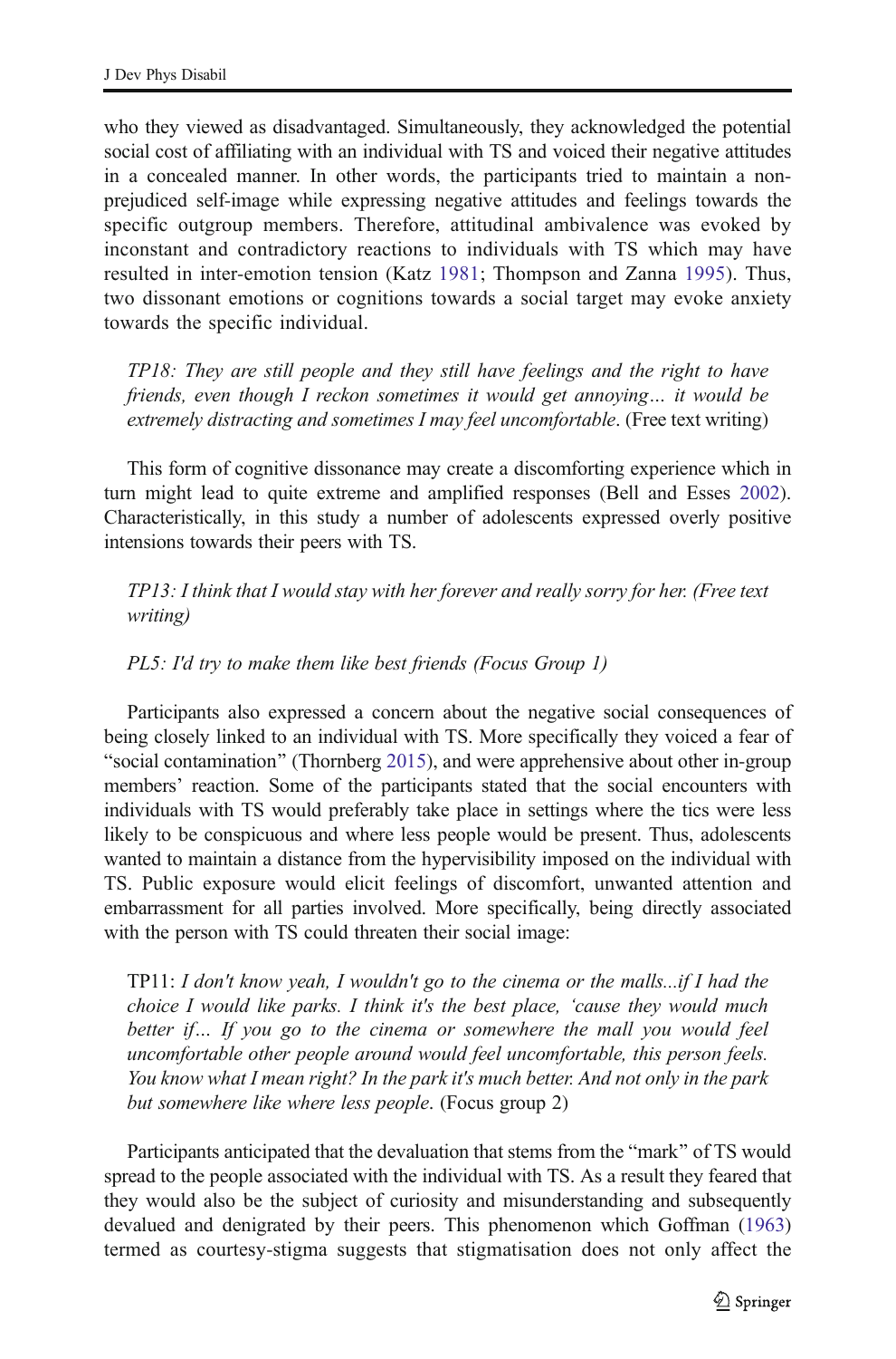who they viewed as disadvantaged. Simultaneously, they acknowledged the potential social cost of affiliating with an individual with TS and voiced their negative attitudes in a concealed manner. In other words, the participants tried to maintain a non-prejudiced self-image while expressing negative attitudes and feelings towards the specific outgroup members. Therefore, attitudinal ambivalence was evoked by inconstant and contradictory reactions to individuals with TS which may have resulted in inter-emotion tension (Katz 1981; Thompson and Zanna 1995). Thus, two dissonant emotions or cognitions towards a social target may evoke anxiety towards the specific individual.

> *TP18: They are still people and they still have feelings and the right to have friends, even though I reckon sometimes it would get annoying… it would be extremely distracting and sometimes I may feel uncomfortable*. (Free text writing)

This form of cognitive dissonance may create a discomforting experience which in turn might lead to quite extreme and amplified responses (Bell and Esses 2002). Characteristically, in this study a number of adolescents expressed overly positive intensions towards their peers with TS.

> *TP13: I think that I would stay with her forever and really sorry for her. (Free text writing)*

> *PL5: I'd try to make them like best friends (Focus Group 1)*

Participants also expressed a concern about the negative social consequences of being closely linked to an individual with TS. More specifically they voiced a fear of "social contamination" (Thornberg 2015), and were apprehensive about other in-group members' reaction. Some of the participants stated that the social encounters with individuals with TS would preferably take place in settings where the tics were less likely to be conspicuous and where less people would be present. Thus, adolescents wanted to maintain a distance from the hypervisibility imposed on the individual with TS. Public exposure would elicit feelings of discomfort, unwanted attention and embarrassment for all parties involved. More specifically, being directly associated with the person with TS could threaten their social image:

> TP11: *I don't know yeah, I wouldn't go to the cinema or the malls...if I had the choice I would like parks. I think it's the best place, 'cause they would much better if… If you go to the cinema or somewhere the mall you would feel uncomfortable other people around would feel uncomfortable, this person feels. You know what I mean right? In the park it's much better. And not only in the park but somewhere like where less people*. (Focus group 2)

Participants anticipated that the devaluation that stems from the "mark" of TS would spread to the people associated with the individual with TS. As a result they feared that they would also be the subject of curiosity and misunderstanding and subsequently devalued and denigrated by their peers. This phenomenon which Goffman (1963) termed as courtesy-stigma suggests that stigmatisation does not only affect the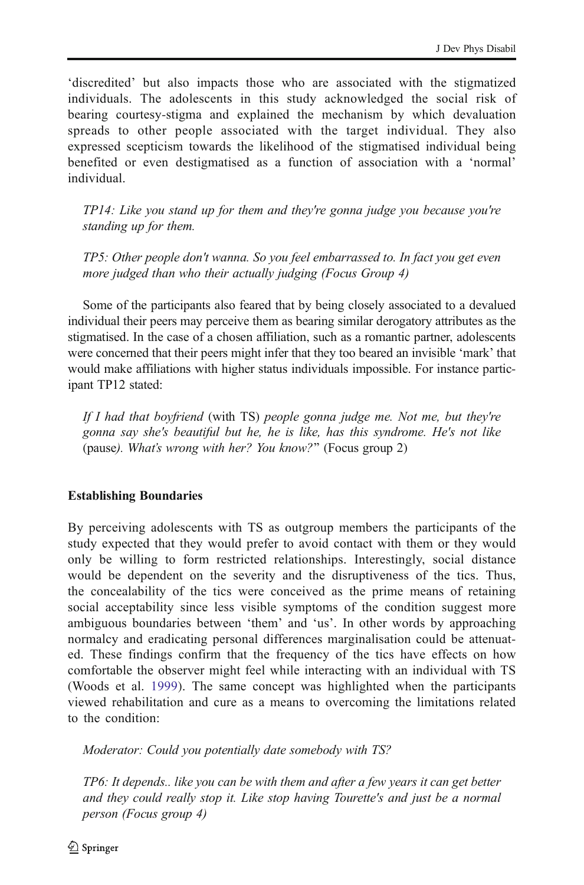'discredited' but also impacts those who are associated with the stigmatized individuals. The adolescents in this study acknowledged the social risk of bearing courtesy-stigma and explained the mechanism by which devaluation spreads to other people associated with the target individual. They also expressed scepticism towards the likelihood of the stigmatised individual being benefited or even destigmatised as a function of association with a 'normal' individual.

> *TP14: Like you stand up for them and they're gonna judge you because you're standing up for them.*
>
> *TP5: Other people don't wanna. So you feel embarrassed to. In fact you get even more judged than who their actually judging (Focus Group 4)*

Some of the participants also feared that by being closely associated to a devalued individual their peers may perceive them as bearing similar derogatory attributes as the stigmatised. In the case of a chosen affiliation, such as a romantic partner, adolescents were concerned that their peers might infer that they too beared an invisible 'mark' that would make affiliations with higher status individuals impossible. For instance participant TP12 stated:

> *If I had that boyfriend* (with TS) *people gonna judge me. Not me, but they're gonna say she's beautiful but he, he is like, has this syndrome. He's not like* (pause)*. What's wrong with her? You know?*" (Focus group 2)

### Establishing Boundaries

By perceiving adolescents with TS as outgroup members the participants of the study expected that they would prefer to avoid contact with them or they would only be willing to form restricted relationships. Interestingly, social distance would be dependent on the severity and the disruptiveness of the tics. Thus, the concealability of the tics were conceived as the prime means of retaining social acceptability since less visible symptoms of the condition suggest more ambiguous boundaries between 'them' and 'us'. In other words by approaching normalcy and eradicating personal differences marginalisation could be attenuated. These findings confirm that the frequency of the tics have effects on how comfortable the observer might feel while interacting with an individual with TS (Woods et al. 1999). The same concept was highlighted when the participants viewed rehabilitation and cure as a means to overcoming the limitations related to the condition:

> *Moderator: Could you potentially date somebody with TS?*
>
> *TP6: It depends.. like you can be with them and after a few years it can get better and they could really stop it. Like stop having Tourette's and just be a normal person (Focus group 4)*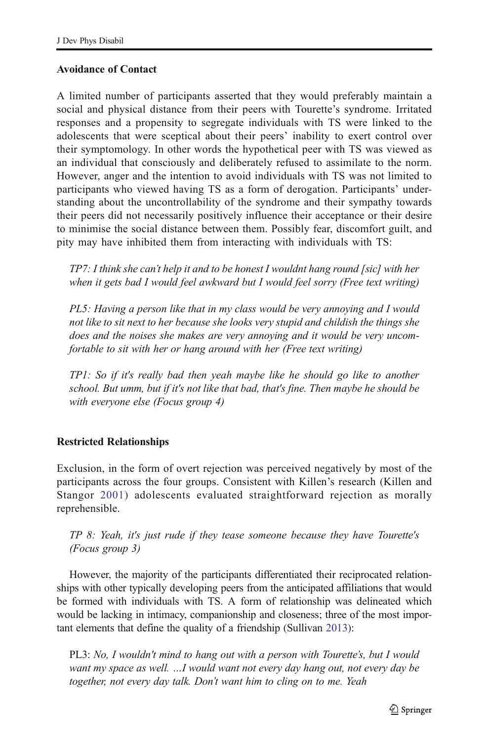**Avoidance of Contact**

A limited number of participants asserted that they would preferably maintain a social and physical distance from their peers with Tourette's syndrome. Irritated responses and a propensity to segregate individuals with TS were linked to the adolescents that were sceptical about their peers' inability to exert control over their symptomology. In other words the hypothetical peer with TS was viewed as an individual that consciously and deliberately refused to assimilate to the norm. However, anger and the intention to avoid individuals with TS was not limited to participants who viewed having TS as a form of derogation. Participants' understanding about the uncontrollability of the syndrome and their sympathy towards their peers did not necessarily positively influence their acceptance or their desire to minimise the social distance between them. Possibly fear, discomfort guilt, and pity may have inhibited them from interacting with individuals with TS:

> *TP7: I think she can't help it and to be honest I wouldnt hang round [sic] with her when it gets bad I would feel awkward but I would feel sorry (Free text writing)*

> *PL5: Having a person like that in my class would be very annoying and I would not like to sit next to her because she looks very stupid and childish the things she does and the noises she makes are very annoying and it would be very uncomfortable to sit with her or hang around with her (Free text writing)*

> *TP1: So if it's really bad then yeah maybe like he should go like to another school. But umm, but if it's not like that bad, that's fine. Then maybe he should be with everyone else (Focus group 4)*

**Restricted Relationships**

Exclusion, in the form of overt rejection was perceived negatively by most of the participants across the four groups. Consistent with Killen's research (Killen and Stangor 2001) adolescents evaluated straightforward rejection as morally reprehensible.

> *TP 8: Yeah, it's just rude if they tease someone because they have Tourette's (Focus group 3)*

However, the majority of the participants differentiated their reciprocated relationships with other typically developing peers from the anticipated affiliations that would be formed with individuals with TS. A form of relationship was delineated which would be lacking in intimacy, companionship and closeness; three of the most important elements that define the quality of a friendship (Sullivan 2013):

> PL3: *No, I wouldn't mind to hang out with a person with Tourette's, but I would want my space as well. …I would want not every day hang out, not every day be together, not every day talk. Don't want him to cling on to me. Yeah*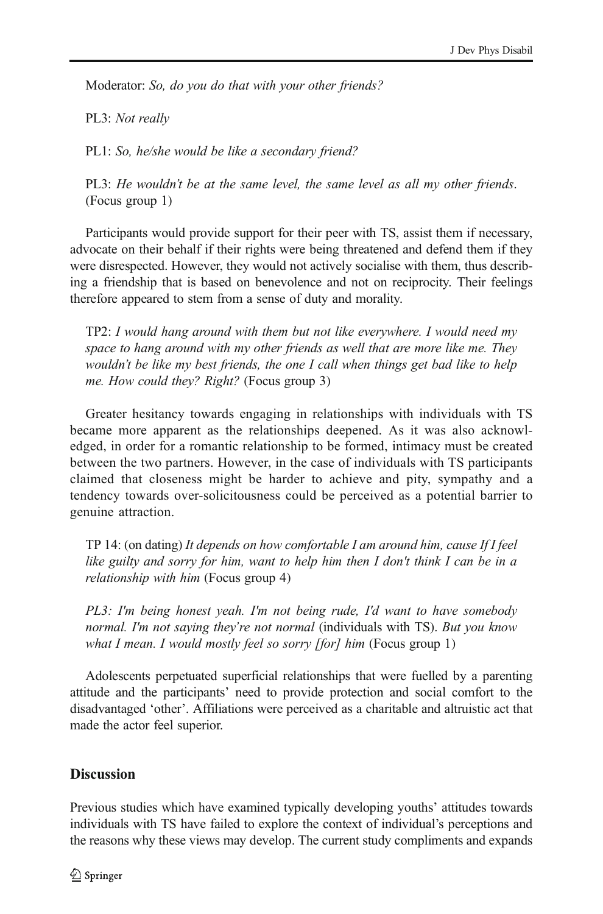Moderator: *So, do you do that with your other friends?*

PL3: *Not really*

PL1: *So, he/she would be like a secondary friend?*

PL3: *He wouldn't be at the same level, the same level as all my other friends*. (Focus group 1)

Participants would provide support for their peer with TS, assist them if necessary, advocate on their behalf if their rights were being threatened and defend them if they were disrespected. However, they would not actively socialise with them, thus describing a friendship that is based on benevolence and not on reciprocity. Their feelings therefore appeared to stem from a sense of duty and morality.

TP2: *I would hang around with them but not like everywhere. I would need my space to hang around with my other friends as well that are more like me. They wouldn't be like my best friends, the one I call when things get bad like to help me. How could they? Right?* (Focus group 3)

Greater hesitancy towards engaging in relationships with individuals with TS became more apparent as the relationships deepened. As it was also acknowledged, in order for a romantic relationship to be formed, intimacy must be created between the two partners. However, in the case of individuals with TS participants claimed that closeness might be harder to achieve and pity, sympathy and a tendency towards over-solicitousness could be perceived as a potential barrier to genuine attraction.

TP 14: (on dating) *It depends on how comfortable I am around him, cause If I feel like guilty and sorry for him, want to help him then I don't think I can be in a relationship with him* (Focus group 4)

*PL3: I'm being honest yeah. I'm not being rude, I'd want to have somebody normal. I'm not saying they're not normal* (individuals with TS). *But you know what I mean. I would mostly feel so sorry [for] him* (Focus group 1)

Adolescents perpetuated superficial relationships that were fuelled by a parenting attitude and the participants' need to provide protection and social comfort to the disadvantaged 'other'. Affiliations were perceived as a charitable and altruistic act that made the actor feel superior.

## Discussion

Previous studies which have examined typically developing youths' attitudes towards individuals with TS have failed to explore the context of individual's perceptions and the reasons why these views may develop. The current study compliments and expands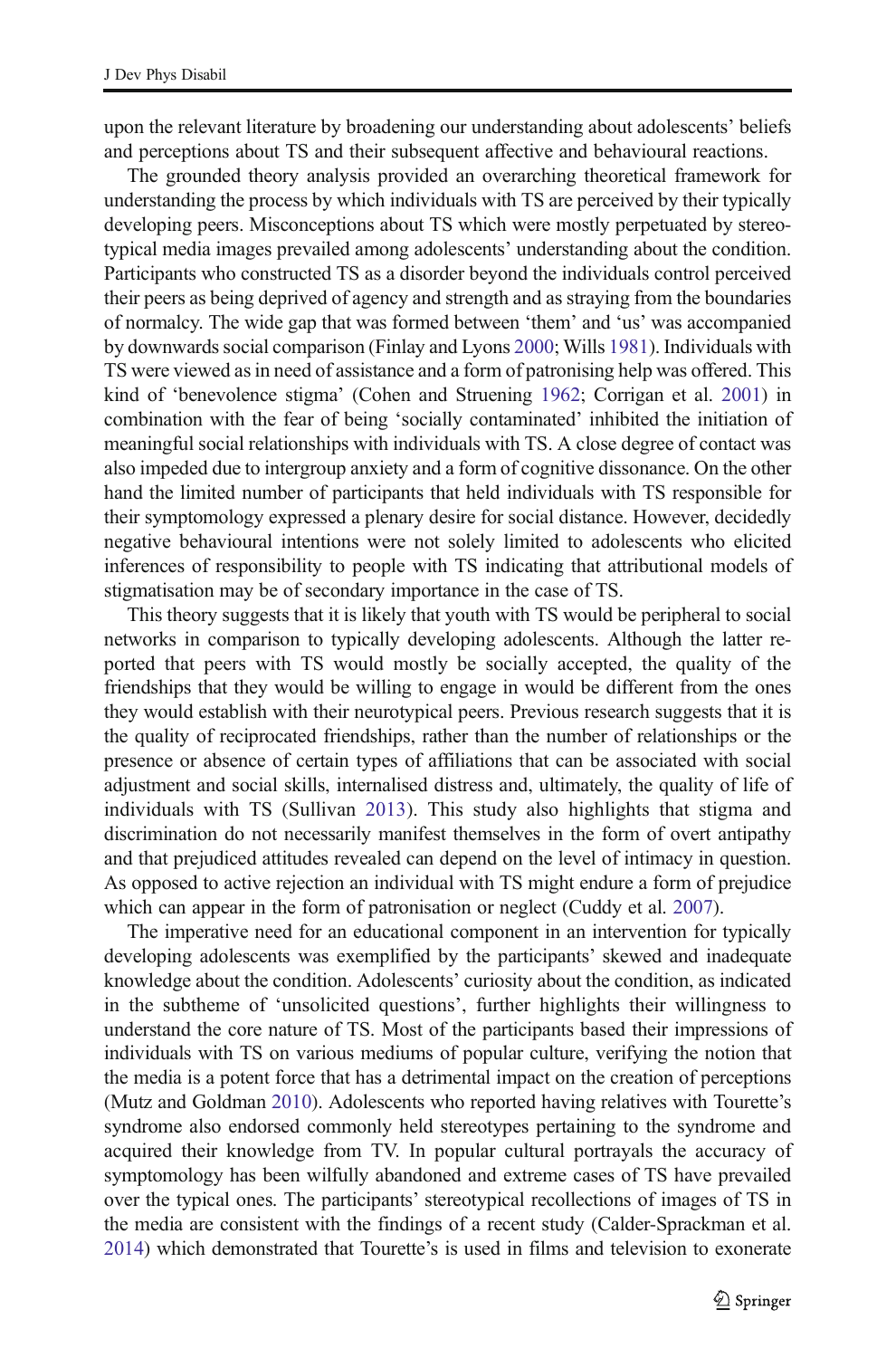upon the relevant literature by broadening our understanding about adolescents' beliefs and perceptions about TS and their subsequent affective and behavioural reactions.

The grounded theory analysis provided an overarching theoretical framework for understanding the process by which individuals with TS are perceived by their typically developing peers. Misconceptions about TS which were mostly perpetuated by stereotypical media images prevailed among adolescents' understanding about the condition. Participants who constructed TS as a disorder beyond the individuals control perceived their peers as being deprived of agency and strength and as straying from the boundaries of normalcy. The wide gap that was formed between 'them' and 'us' was accompanied by downwards social comparison (Finlay and Lyons 2000; Wills 1981). Individuals with TS were viewed as in need of assistance and a form of patronising help was offered. This kind of 'benevolence stigma' (Cohen and Struening 1962; Corrigan et al. 2001) in combination with the fear of being 'socially contaminated' inhibited the initiation of meaningful social relationships with individuals with TS. A close degree of contact was also impeded due to intergroup anxiety and a form of cognitive dissonance. On the other hand the limited number of participants that held individuals with TS responsible for their symptomology expressed a plenary desire for social distance. However, decidedly negative behavioural intentions were not solely limited to adolescents who elicited inferences of responsibility to people with TS indicating that attributional models of stigmatisation may be of secondary importance in the case of TS.

This theory suggests that it is likely that youth with TS would be peripheral to social networks in comparison to typically developing adolescents. Although the latter reported that peers with TS would mostly be socially accepted, the quality of the friendships that they would be willing to engage in would be different from the ones they would establish with their neurotypical peers. Previous research suggests that it is the quality of reciprocated friendships, rather than the number of relationships or the presence or absence of certain types of affiliations that can be associated with social adjustment and social skills, internalised distress and, ultimately, the quality of life of individuals with TS (Sullivan 2013). This study also highlights that stigma and discrimination do not necessarily manifest themselves in the form of overt antipathy and that prejudiced attitudes revealed can depend on the level of intimacy in question. As opposed to active rejection an individual with TS might endure a form of prejudice which can appear in the form of patronisation or neglect (Cuddy et al. 2007).

The imperative need for an educational component in an intervention for typically developing adolescents was exemplified by the participants' skewed and inadequate knowledge about the condition. Adolescents' curiosity about the condition, as indicated in the subtheme of 'unsolicited questions', further highlights their willingness to understand the core nature of TS. Most of the participants based their impressions of individuals with TS on various mediums of popular culture, verifying the notion that the media is a potent force that has a detrimental impact on the creation of perceptions (Mutz and Goldman 2010). Adolescents who reported having relatives with Tourette's syndrome also endorsed commonly held stereotypes pertaining to the syndrome and acquired their knowledge from TV. In popular cultural portrayals the accuracy of symptomology has been wilfully abandoned and extreme cases of TS have prevailed over the typical ones. The participants' stereotypical recollections of images of TS in the media are consistent with the findings of a recent study (Calder-Sprackman et al. 2014) which demonstrated that Tourette's is used in films and television to exonerate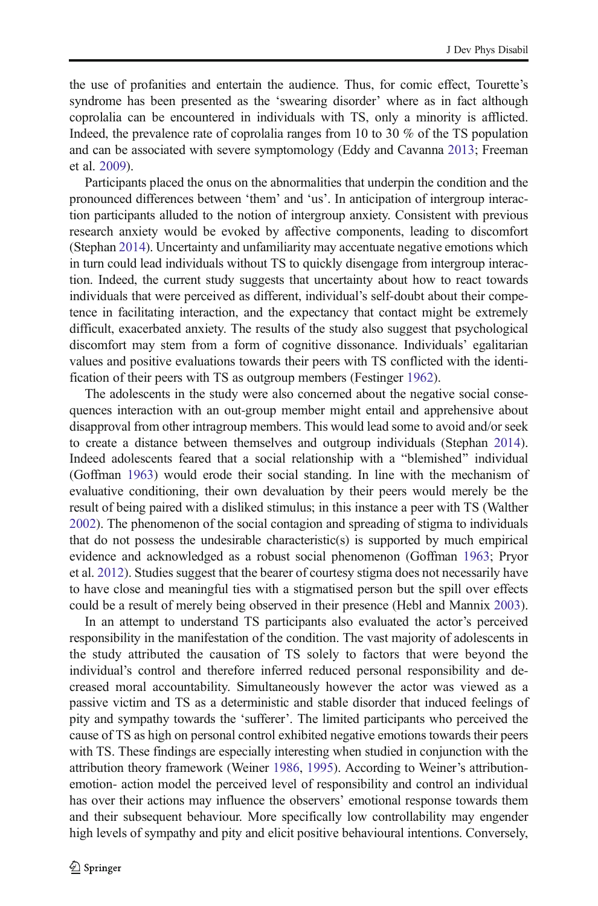the use of profanities and entertain the audience. Thus, for comic effect, Tourette's syndrome has been presented as the 'swearing disorder' where as in fact although coprolalia can be encountered in individuals with TS, only a minority is afflicted. Indeed, the prevalence rate of coprolalia ranges from 10 to 30 % of the TS population and can be associated with severe symptomology (Eddy and Cavanna 2013; Freeman et al. 2009).

Participants placed the onus on the abnormalities that underpin the condition and the pronounced differences between 'them' and 'us'. In anticipation of intergroup interaction participants alluded to the notion of intergroup anxiety. Consistent with previous research anxiety would be evoked by affective components, leading to discomfort (Stephan 2014). Uncertainty and unfamiliarity may accentuate negative emotions which in turn could lead individuals without TS to quickly disengage from intergroup interaction. Indeed, the current study suggests that uncertainty about how to react towards individuals that were perceived as different, individual's self-doubt about their competence in facilitating interaction, and the expectancy that contact might be extremely difficult, exacerbated anxiety. The results of the study also suggest that psychological discomfort may stem from a form of cognitive dissonance. Individuals' egalitarian values and positive evaluations towards their peers with TS conflicted with the identification of their peers with TS as outgroup members (Festinger 1962).

The adolescents in the study were also concerned about the negative social consequences interaction with an out-group member might entail and apprehensive about disapproval from other intragroup members. This would lead some to avoid and/or seek to create a distance between themselves and outgroup individuals (Stephan 2014). Indeed adolescents feared that a social relationship with a "blemished" individual (Goffman 1963) would erode their social standing. In line with the mechanism of evaluative conditioning, their own devaluation by their peers would merely be the result of being paired with a disliked stimulus; in this instance a peer with TS (Walther 2002). The phenomenon of the social contagion and spreading of stigma to individuals that do not possess the undesirable characteristic(s) is supported by much empirical evidence and acknowledged as a robust social phenomenon (Goffman 1963; Pryor et al. 2012). Studies suggest that the bearer of courtesy stigma does not necessarily have to have close and meaningful ties with a stigmatised person but the spill over effects could be a result of merely being observed in their presence (Hebl and Mannix 2003).

In an attempt to understand TS participants also evaluated the actor's perceived responsibility in the manifestation of the condition. The vast majority of adolescents in the study attributed the causation of TS solely to factors that were beyond the individual's control and therefore inferred reduced personal responsibility and decreased moral accountability. Simultaneously however the actor was viewed as a passive victim and TS as a deterministic and stable disorder that induced feelings of pity and sympathy towards the 'sufferer'. The limited participants who perceived the cause of TS as high on personal control exhibited negative emotions towards their peers with TS. These findings are especially interesting when studied in conjunction with the attribution theory framework (Weiner 1986, 1995). According to Weiner's attribution-emotion- action model the perceived level of responsibility and control an individual has over their actions may influence the observers' emotional response towards them and their subsequent behaviour. More specifically low controllability may engender high levels of sympathy and pity and elicit positive behavioural intentions. Conversely,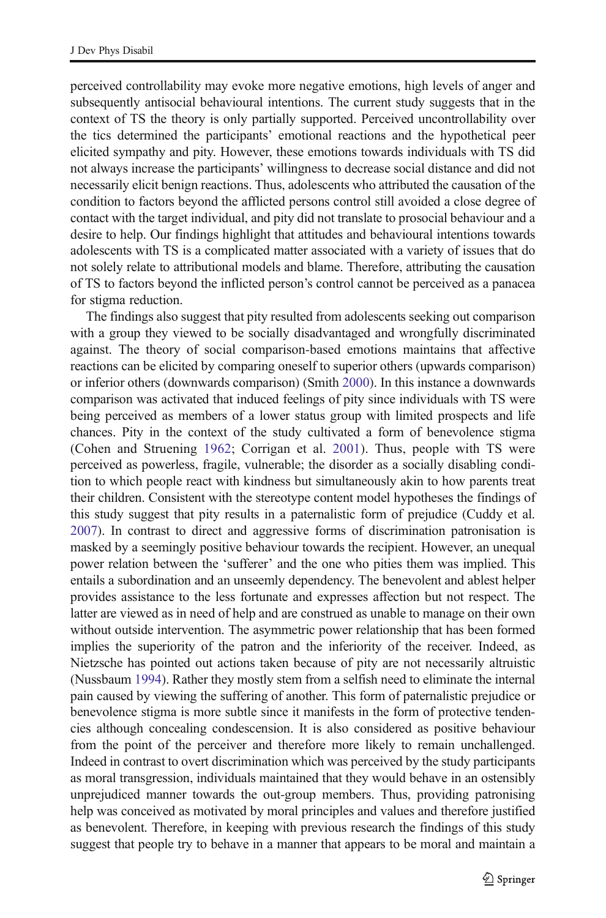perceived controllability may evoke more negative emotions, high levels of anger and subsequently antisocial behavioural intentions. The current study suggests that in the context of TS the theory is only partially supported. Perceived uncontrollability over the tics determined the participants' emotional reactions and the hypothetical peer elicited sympathy and pity. However, these emotions towards individuals with TS did not always increase the participants' willingness to decrease social distance and did not necessarily elicit benign reactions. Thus, adolescents who attributed the causation of the condition to factors beyond the afflicted persons control still avoided a close degree of contact with the target individual, and pity did not translate to prosocial behaviour and a desire to help. Our findings highlight that attitudes and behavioural intentions towards adolescents with TS is a complicated matter associated with a variety of issues that do not solely relate to attributional models and blame. Therefore, attributing the causation of TS to factors beyond the inflicted person's control cannot be perceived as a panacea for stigma reduction.

The findings also suggest that pity resulted from adolescents seeking out comparison with a group they viewed to be socially disadvantaged and wrongfully discriminated against. The theory of social comparison-based emotions maintains that affective reactions can be elicited by comparing oneself to superior others (upwards comparison) or inferior others (downwards comparison) (Smith 2000). In this instance a downwards comparison was activated that induced feelings of pity since individuals with TS were being perceived as members of a lower status group with limited prospects and life chances. Pity in the context of the study cultivated a form of benevolence stigma (Cohen and Struening 1962; Corrigan et al. 2001). Thus, people with TS were perceived as powerless, fragile, vulnerable; the disorder as a socially disabling condition to which people react with kindness but simultaneously akin to how parents treat their children. Consistent with the stereotype content model hypotheses the findings of this study suggest that pity results in a paternalistic form of prejudice (Cuddy et al. 2007). In contrast to direct and aggressive forms of discrimination patronisation is masked by a seemingly positive behaviour towards the recipient. However, an unequal power relation between the 'sufferer' and the one who pities them was implied. This entails a subordination and an unseemly dependency. The benevolent and ablest helper provides assistance to the less fortunate and expresses affection but not respect. The latter are viewed as in need of help and are construed as unable to manage on their own without outside intervention. The asymmetric power relationship that has been formed implies the superiority of the patron and the inferiority of the receiver. Indeed, as Nietzsche has pointed out actions taken because of pity are not necessarily altruistic (Nussbaum 1994). Rather they mostly stem from a selfish need to eliminate the internal pain caused by viewing the suffering of another. This form of paternalistic prejudice or benevolence stigma is more subtle since it manifests in the form of protective tendencies although concealing condescension. It is also considered as positive behaviour from the point of the perceiver and therefore more likely to remain unchallenged. Indeed in contrast to overt discrimination which was perceived by the study participants as moral transgression, individuals maintained that they would behave in an ostensibly unprejudiced manner towards the out-group members. Thus, providing patronising help was conceived as motivated by moral principles and values and therefore justified as benevolent. Therefore, in keeping with previous research the findings of this study suggest that people try to behave in a manner that appears to be moral and maintain a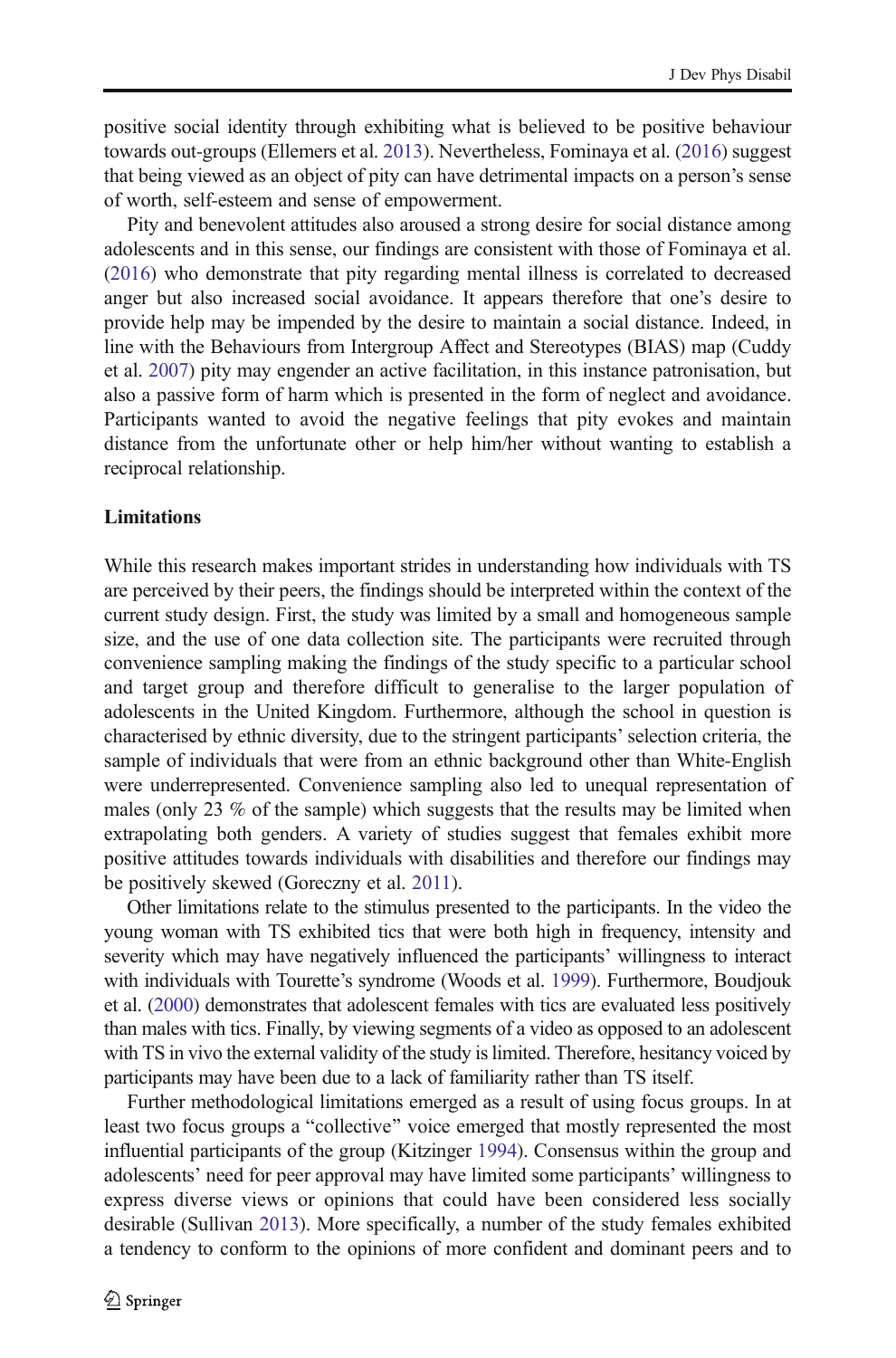positive social identity through exhibiting what is believed to be positive behaviour towards out-groups (Ellemers et al. 2013). Nevertheless, Fominaya et al. (2016) suggest that being viewed as an object of pity can have detrimental impacts on a person's sense of worth, self-esteem and sense of empowerment.

Pity and benevolent attitudes also aroused a strong desire for social distance among adolescents and in this sense, our findings are consistent with those of Fominaya et al. (2016) who demonstrate that pity regarding mental illness is correlated to decreased anger but also increased social avoidance. It appears therefore that one's desire to provide help may be impended by the desire to maintain a social distance. Indeed, in line with the Behaviours from Intergroup Affect and Stereotypes (BIAS) map (Cuddy et al. 2007) pity may engender an active facilitation, in this instance patronisation, but also a passive form of harm which is presented in the form of neglect and avoidance. Participants wanted to avoid the negative feelings that pity evokes and maintain distance from the unfortunate other or help him/her without wanting to establish a reciprocal relationship.

### Limitations

While this research makes important strides in understanding how individuals with TS are perceived by their peers, the findings should be interpreted within the context of the current study design. First, the study was limited by a small and homogeneous sample size, and the use of one data collection site. The participants were recruited through convenience sampling making the findings of the study specific to a particular school and target group and therefore difficult to generalise to the larger population of adolescents in the United Kingdom. Furthermore, although the school in question is characterised by ethnic diversity, due to the stringent participants' selection criteria, the sample of individuals that were from an ethnic background other than White-English were underrepresented. Convenience sampling also led to unequal representation of males (only 23 % of the sample) which suggests that the results may be limited when extrapolating both genders. A variety of studies suggest that females exhibit more positive attitudes towards individuals with disabilities and therefore our findings may be positively skewed (Goreczny et al. 2011).

Other limitations relate to the stimulus presented to the participants. In the video the young woman with TS exhibited tics that were both high in frequency, intensity and severity which may have negatively influenced the participants' willingness to interact with individuals with Tourette's syndrome (Woods et al. 1999). Furthermore, Boudjouk et al. (2000) demonstrates that adolescent females with tics are evaluated less positively than males with tics. Finally, by viewing segments of a video as opposed to an adolescent with TS in vivo the external validity of the study is limited. Therefore, hesitancy voiced by participants may have been due to a lack of familiarity rather than TS itself.

Further methodological limitations emerged as a result of using focus groups. In at least two focus groups a "collective" voice emerged that mostly represented the most influential participants of the group (Kitzinger 1994). Consensus within the group and adolescents' need for peer approval may have limited some participants' willingness to express diverse views or opinions that could have been considered less socially desirable (Sullivan 2013). More specifically, a number of the study females exhibited a tendency to conform to the opinions of more confident and dominant peers and to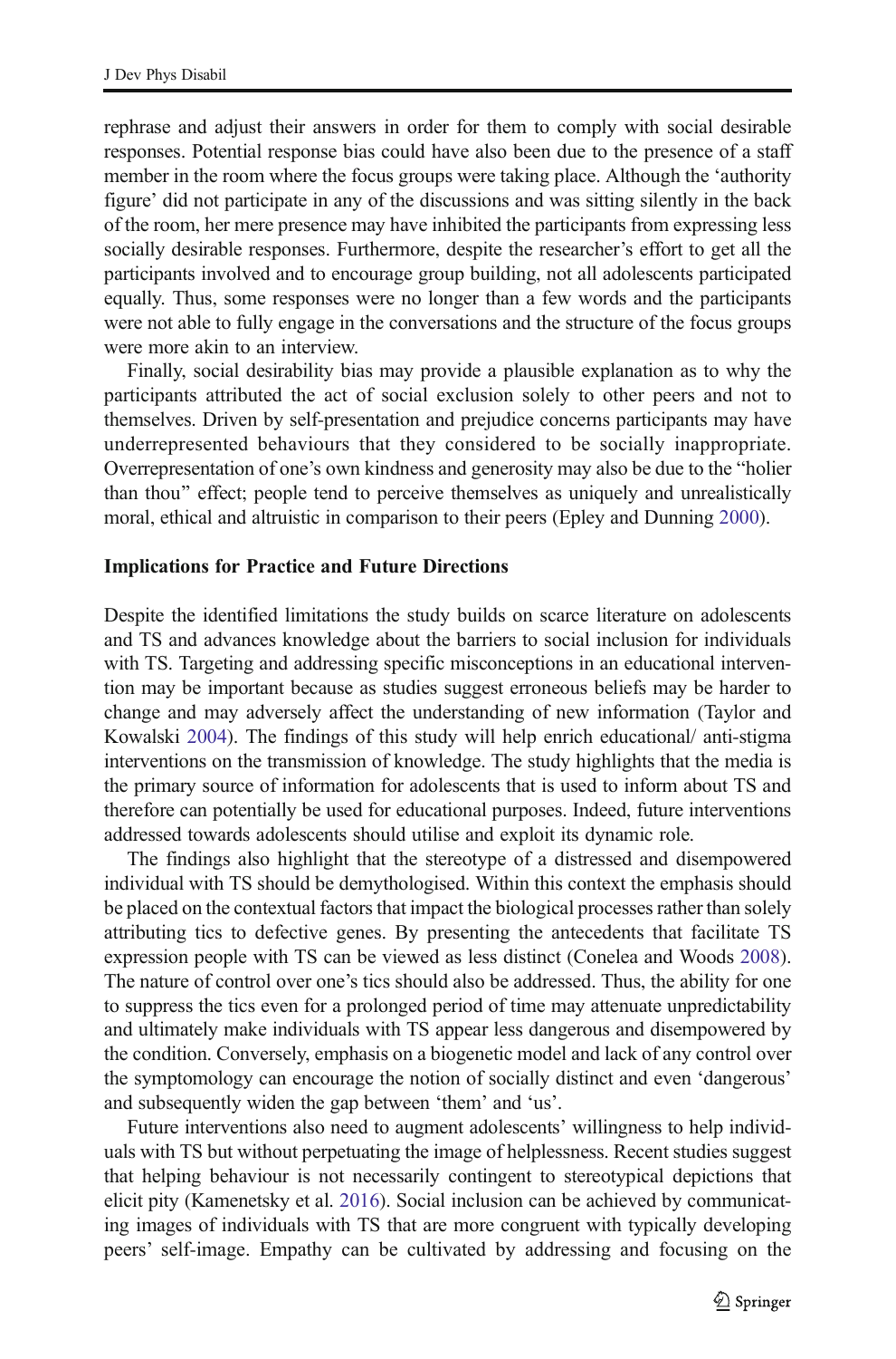rephrase and adjust their answers in order for them to comply with social desirable responses. Potential response bias could have also been due to the presence of a staff member in the room where the focus groups were taking place. Although the 'authority figure' did not participate in any of the discussions and was sitting silently in the back of the room, her mere presence may have inhibited the participants from expressing less socially desirable responses. Furthermore, despite the researcher's effort to get all the participants involved and to encourage group building, not all adolescents participated equally. Thus, some responses were no longer than a few words and the participants were not able to fully engage in the conversations and the structure of the focus groups were more akin to an interview.

Finally, social desirability bias may provide a plausible explanation as to why the participants attributed the act of social exclusion solely to other peers and not to themselves. Driven by self-presentation and prejudice concerns participants may have underrepresented behaviours that they considered to be socially inappropriate. Overrepresentation of one's own kindness and generosity may also be due to the "holier than thou" effect; people tend to perceive themselves as uniquely and unrealistically moral, ethical and altruistic in comparison to their peers (Epley and Dunning 2000).

### Implications for Practice and Future Directions

Despite the identified limitations the study builds on scarce literature on adolescents and TS and advances knowledge about the barriers to social inclusion for individuals with TS. Targeting and addressing specific misconceptions in an educational intervention may be important because as studies suggest erroneous beliefs may be harder to change and may adversely affect the understanding of new information (Taylor and Kowalski 2004). The findings of this study will help enrich educational/ anti-stigma interventions on the transmission of knowledge. The study highlights that the media is the primary source of information for adolescents that is used to inform about TS and therefore can potentially be used for educational purposes. Indeed, future interventions addressed towards adolescents should utilise and exploit its dynamic role.

The findings also highlight that the stereotype of a distressed and disempowered individual with TS should be demythologised. Within this context the emphasis should be placed on the contextual factors that impact the biological processes rather than solely attributing tics to defective genes. By presenting the antecedents that facilitate TS expression people with TS can be viewed as less distinct (Conelea and Woods 2008). The nature of control over one's tics should also be addressed. Thus, the ability for one to suppress the tics even for a prolonged period of time may attenuate unpredictability and ultimately make individuals with TS appear less dangerous and disempowered by the condition. Conversely, emphasis on a biogenetic model and lack of any control over the symptomology can encourage the notion of socially distinct and even 'dangerous' and subsequently widen the gap between 'them' and 'us'.

Future interventions also need to augment adolescents' willingness to help individuals with TS but without perpetuating the image of helplessness. Recent studies suggest that helping behaviour is not necessarily contingent to stereotypical depictions that elicit pity (Kamenetsky et al. 2016). Social inclusion can be achieved by communicating images of individuals with TS that are more congruent with typically developing peers' self-image. Empathy can be cultivated by addressing and focusing on the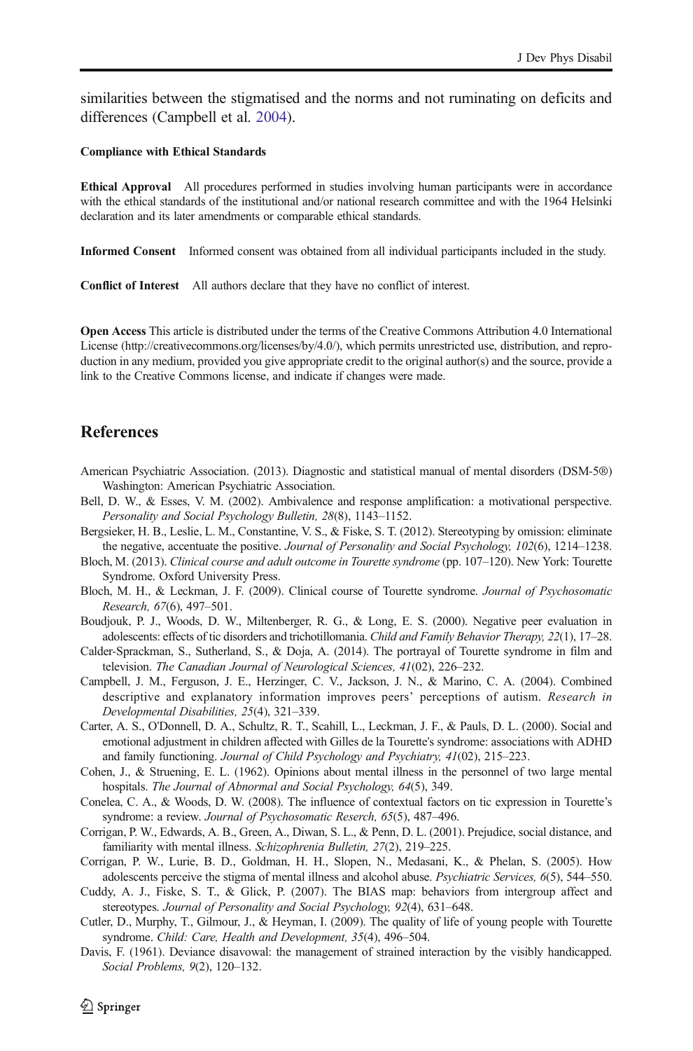similarities between the stigmatised and the norms and not ruminating on deficits and differences (Campbell et al. 2004).

**Compliance with Ethical Standards**

**Ethical Approval** All procedures performed in studies involving human participants were in accordance with the ethical standards of the institutional and/or national research committee and with the 1964 Helsinki declaration and its later amendments or comparable ethical standards.

**Informed Consent** Informed consent was obtained from all individual participants included in the study.

**Conflict of Interest** All authors declare that they have no conflict of interest.

**Open Access** This article is distributed under the terms of the Creative Commons Attribution 4.0 International License (http://creativecommons.org/licenses/by/4.0/), which permits unrestricted use, distribution, and reproduction in any medium, provided you give appropriate credit to the original author(s) and the source, provide a link to the Creative Commons license, and indicate if changes were made.

## References

American Psychiatric Association. (2013). Diagnostic and statistical manual of mental disorders (DSM-5®) Washington: American Psychiatric Association.

Bell, D. W., & Esses, V. M. (2002). Ambivalence and response amplification: a motivational perspective. *Personality and Social Psychology Bulletin, 28*(8), 1143–1152.

Bergsieker, H. B., Leslie, L. M., Constantine, V. S., & Fiske, S. T. (2012). Stereotyping by omission: eliminate the negative, accentuate the positive. *Journal of Personality and Social Psychology, 102*(6), 1214–1238.

Bloch, M. (2013). *Clinical course and adult outcome in Tourette syndrome* (pp. 107–120). New York: Tourette Syndrome. Oxford University Press.

Bloch, M. H., & Leckman, J. F. (2009). Clinical course of Tourette syndrome. *Journal of Psychosomatic Research, 67*(6), 497–501.

Boudjouk, P. J., Woods, D. W., Miltenberger, R. G., & Long, E. S. (2000). Negative peer evaluation in adolescents: effects of tic disorders and trichotillomania. *Child and Family Behavior Therapy, 22*(1), 17–28.

Calder-Sprackman, S., Sutherland, S., & Doja, A. (2014). The portrayal of Tourette syndrome in film and television. *The Canadian Journal of Neurological Sciences, 41*(02), 226–232.

Campbell, J. M., Ferguson, J. E., Herzinger, C. V., Jackson, J. N., & Marino, C. A. (2004). Combined descriptive and explanatory information improves peers' perceptions of autism. *Research in Developmental Disabilities, 25*(4), 321–339.

Carter, A. S., O'Donnell, D. A., Schultz, R. T., Scahill, L., Leckman, J. F., & Pauls, D. L. (2000). Social and emotional adjustment in children affected with Gilles de la Tourette's syndrome: associations with ADHD and family functioning. *Journal of Child Psychology and Psychiatry, 41*(02), 215–223.

Cohen, J., & Struening, E. L. (1962). Opinions about mental illness in the personnel of two large mental hospitals. *The Journal of Abnormal and Social Psychology, 64*(5), 349.

Conelea, C. A., & Woods, D. W. (2008). The influence of contextual factors on tic expression in Tourette's syndrome: a review. *Journal of Psychosomatic Reserch, 65*(5), 487–496.

Corrigan, P. W., Edwards, A. B., Green, A., Diwan, S. L., & Penn, D. L. (2001). Prejudice, social distance, and familiarity with mental illness. *Schizophrenia Bulletin, 27*(2), 219–225.

Corrigan, P. W., Lurie, B. D., Goldman, H. H., Slopen, N., Medasani, K., & Phelan, S. (2005). How adolescents perceive the stigma of mental illness and alcohol abuse. *Psychiatric Services, 6*(5), 544–550.

Cuddy, A. J., Fiske, S. T., & Glick, P. (2007). The BIAS map: behaviors from intergroup affect and stereotypes. *Journal of Personality and Social Psychology, 92*(4), 631–648.

Cutler, D., Murphy, T., Gilmour, J., & Heyman, I. (2009). The quality of life of young people with Tourette syndrome. *Child: Care, Health and Development, 35*(4), 496–504.

Davis, F. (1961). Deviance disavowal: the management of strained interaction by the visibly handicapped. *Social Problems, 9*(2), 120–132.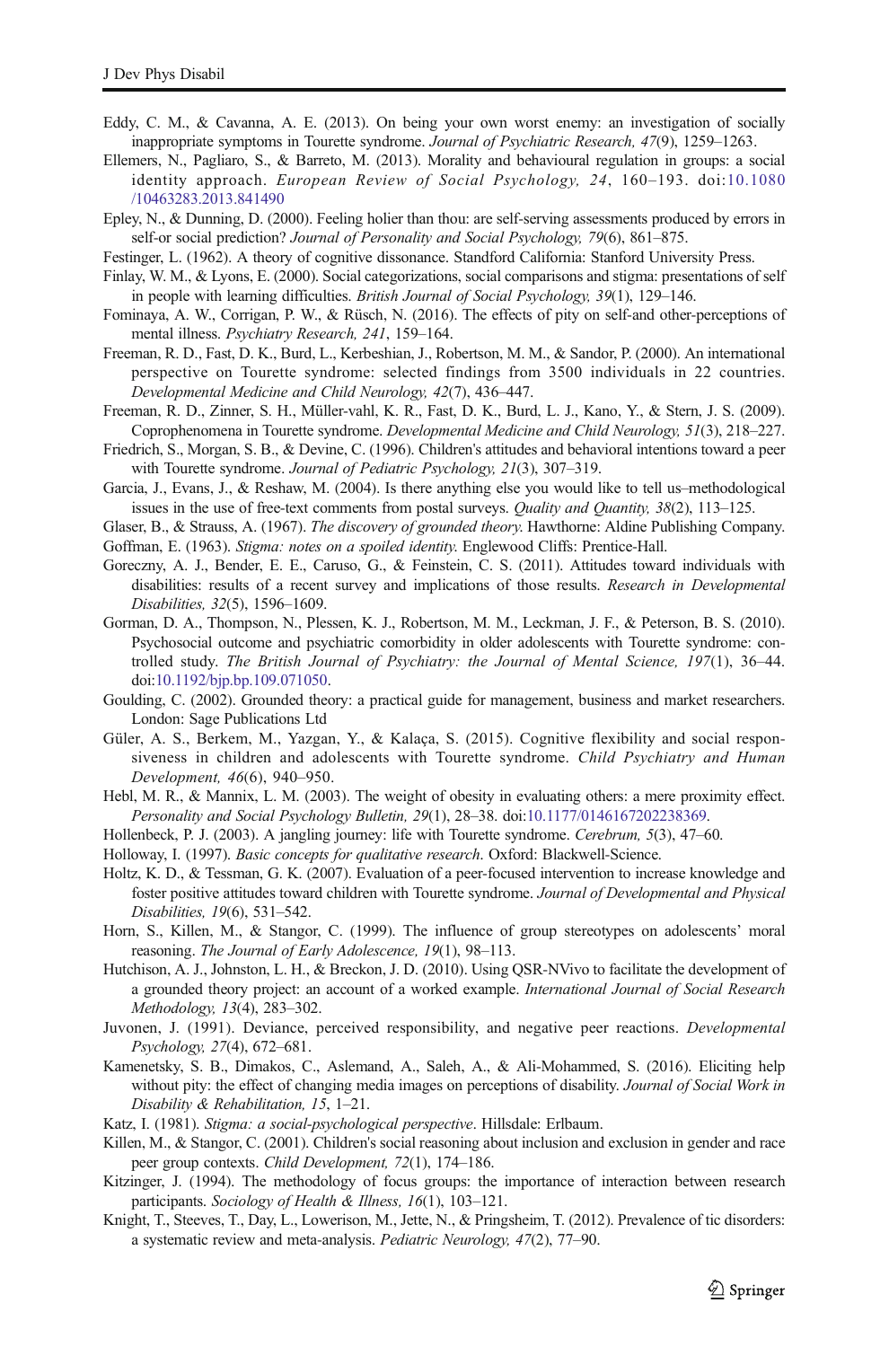Eddy, C. M., & Cavanna, A. E. (2013). On being your own worst enemy: an investigation of socially inappropriate symptoms in Tourette syndrome. *Journal of Psychiatric Research, 47*(9), 1259–1263.

Ellemers, N., Pagliaro, S., & Barreto, M. (2013). Morality and behavioural regulation in groups: a social identity approach. *European Review of Social Psychology, 24*, 160–193. doi:10.1080/10463283.2013.841490

Epley, N., & Dunning, D. (2000). Feeling holier than thou: are self-serving assessments produced by errors in self-or social prediction? *Journal of Personality and Social Psychology, 79*(6), 861–875.

Festinger, L. (1962). A theory of cognitive dissonance. Standford California: Stanford University Press.

Finlay, W. M., & Lyons, E. (2000). Social categorizations, social comparisons and stigma: presentations of self in people with learning difficulties. *British Journal of Social Psychology, 39*(1), 129–146.

Fominaya, A. W., Corrigan, P. W., & Rüsch, N. (2016). The effects of pity on self-and other-perceptions of mental illness. *Psychiatry Research, 241*, 159–164.

Freeman, R. D., Fast, D. K., Burd, L., Kerbeshian, J., Robertson, M. M., & Sandor, P. (2000). An international perspective on Tourette syndrome: selected findings from 3500 individuals in 22 countries. *Developmental Medicine and Child Neurology, 42*(7), 436–447.

Freeman, R. D., Zinner, S. H., Müller-vahl, K. R., Fast, D. K., Burd, L. J., Kano, Y., & Stern, J. S. (2009). Coprophenomena in Tourette syndrome. *Developmental Medicine and Child Neurology, 51*(3), 218–227.

Friedrich, S., Morgan, S. B., & Devine, C. (1996). Children's attitudes and behavioral intentions toward a peer with Tourette syndrome. *Journal of Pediatric Psychology, 21*(3), 307–319.

Garcia, J., Evans, J., & Reshaw, M. (2004). Is there anything else you would like to tell us–methodological issues in the use of free-text comments from postal surveys. *Quality and Quantity, 38*(2), 113–125.

Glaser, B., & Strauss, A. (1967). *The discovery of grounded theory.* Hawthorne: Aldine Publishing Company.

Goffman, E. (1963). *Stigma: notes on a spoiled identity.* Englewood Cliffs: Prentice-Hall.

Goreczny, A. J., Bender, E. E., Caruso, G., & Feinstein, C. S. (2011). Attitudes toward individuals with disabilities: results of a recent survey and implications of those results. *Research in Developmental Disabilities, 32*(5), 1596–1609.

Gorman, D. A., Thompson, N., Plessen, K. J., Robertson, M. M., Leckman, J. F., & Peterson, B. S. (2010). Psychosocial outcome and psychiatric comorbidity in older adolescents with Tourette syndrome: controlled study. *The British Journal of Psychiatry: the Journal of Mental Science, 197*(1), 36–44. doi:10.1192/bjp.bp.109.071050.

Goulding, C. (2002). Grounded theory: a practical guide for management, business and market researchers. London: Sage Publications Ltd

Güler, A. S., Berkem, M., Yazgan, Y., & Kalaça, S. (2015). Cognitive flexibility and social responsiveness in children and adolescents with Tourette syndrome. *Child Psychiatry and Human Development, 46*(6), 940–950.

Hebl, M. R., & Mannix, L. M. (2003). The weight of obesity in evaluating others: a mere proximity effect. *Personality and Social Psychology Bulletin, 29*(1), 28–38. doi:10.1177/0146167202238369.

Hollenbeck, P. J. (2003). A jangling journey: life with Tourette syndrome. *Cerebrum, 5*(3), 47–60.

Holloway, I. (1997). *Basic concepts for qualitative research*. Oxford: Blackwell-Science.

Holtz, K. D., & Tessman, G. K. (2007). Evaluation of a peer-focused intervention to increase knowledge and foster positive attitudes toward children with Tourette syndrome. *Journal of Developmental and Physical Disabilities, 19*(6), 531–542.

Horn, S., Killen, M., & Stangor, C. (1999). The influence of group stereotypes on adolescents' moral reasoning. *The Journal of Early Adolescence, 19*(1), 98–113.

Hutchison, A. J., Johnston, L. H., & Breckon, J. D. (2010). Using QSR-NVivo to facilitate the development of a grounded theory project: an account of a worked example. *International Journal of Social Research Methodology, 13*(4), 283–302.

Juvonen, J. (1991). Deviance, perceived responsibility, and negative peer reactions. *Developmental Psychology, 27*(4), 672–681.

Kamenetsky, S. B., Dimakos, C., Aslemand, A., Saleh, A., & Ali-Mohammed, S. (2016). Eliciting help without pity: the effect of changing media images on perceptions of disability. *Journal of Social Work in Disability & Rehabilitation, 15*, 1–21.

Katz, I. (1981). *Stigma: a social-psychological perspective*. Hillsdale: Erlbaum.

Killen, M., & Stangor, C. (2001). Children's social reasoning about inclusion and exclusion in gender and race peer group contexts. *Child Development, 72*(1), 174–186.

Kitzinger, J. (1994). The methodology of focus groups: the importance of interaction between research participants. *Sociology of Health & Illness, 16*(1), 103–121.

Knight, T., Steeves, T., Day, L., Lowerison, M., Jette, N., & Pringsheim, T. (2012). Prevalence of tic disorders: a systematic review and meta-analysis. *Pediatric Neurology, 47*(2), 77–90.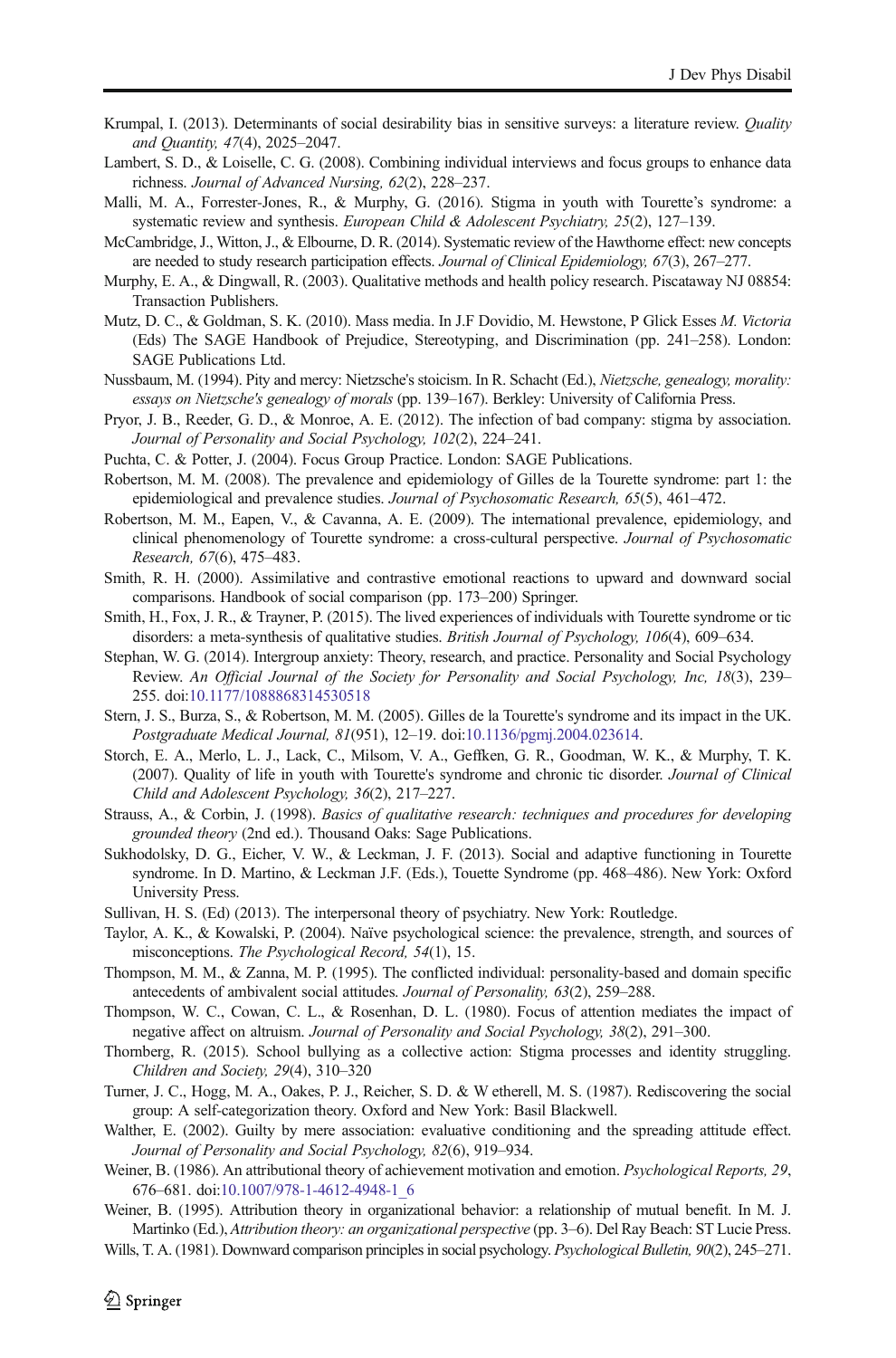Krumpal, I. (2013). Determinants of social desirability bias in sensitive surveys: a literature review. *Quality and Quantity, 47*(4), 2025–2047.

Lambert, S. D., & Loiselle, C. G. (2008). Combining individual interviews and focus groups to enhance data richness. *Journal of Advanced Nursing, 62*(2), 228–237.

Malli, M. A., Forrester-Jones, R., & Murphy, G. (2016). Stigma in youth with Tourette's syndrome: a systematic review and synthesis. *European Child & Adolescent Psychiatry, 25*(2), 127–139.

McCambridge, J., Witton, J., & Elbourne, D. R. (2014). Systematic review of the Hawthorne effect: new concepts are needed to study research participation effects. *Journal of Clinical Epidemiology, 67*(3), 267–277.

Murphy, E. A., & Dingwall, R. (2003). Qualitative methods and health policy research. Piscataway NJ 08854: Transaction Publishers.

Mutz, D. C., & Goldman, S. K. (2010). Mass media. In J.F Dovidio, M. Hewstone, P Glick Esses *M. Victoria* (Eds) The SAGE Handbook of Prejudice, Stereotyping, and Discrimination (pp. 241–258). London: SAGE Publications Ltd.

Nussbaum, M. (1994). Pity and mercy: Nietzsche's stoicism. In R. Schacht (Ed.), *Nietzsche, genealogy, morality: essays on Nietzsche's genealogy of morals* (pp. 139–167). Berkley: University of California Press.

Pryor, J. B., Reeder, G. D., & Monroe, A. E. (2012). The infection of bad company: stigma by association. *Journal of Personality and Social Psychology, 102*(2), 224–241.

Puchta, C. & Potter, J. (2004). Focus Group Practice. London: SAGE Publications.

Robertson, M. M. (2008). The prevalence and epidemiology of Gilles de la Tourette syndrome: part 1: the epidemiological and prevalence studies. *Journal of Psychosomatic Research, 65*(5), 461–472.

Robertson, M. M., Eapen, V., & Cavanna, A. E. (2009). The international prevalence, epidemiology, and clinical phenomenology of Tourette syndrome: a cross-cultural perspective. *Journal of Psychosomatic Research, 67*(6), 475–483.

Smith, R. H. (2000). Assimilative and contrastive emotional reactions to upward and downward social comparisons. Handbook of social comparison (pp. 173–200) Springer.

Smith, H., Fox, J. R., & Trayner, P. (2015). The lived experiences of individuals with Tourette syndrome or tic disorders: a meta-synthesis of qualitative studies. *British Journal of Psychology, 106*(4), 609–634.

Stephan, W. G. (2014). Intergroup anxiety: Theory, research, and practice. Personality and Social Psychology Review. *An Official Journal of the Society for Personality and Social Psychology, Inc, 18*(3), 239–255. doi:10.1177/1088868314530518

Stern, J. S., Burza, S., & Robertson, M. M. (2005). Gilles de la Tourette's syndrome and its impact in the UK. *Postgraduate Medical Journal, 81*(951), 12–19. doi:10.1136/pgmj.2004.023614.

Storch, E. A., Merlo, L. J., Lack, C., Milsom, V. A., Geffken, G. R., Goodman, W. K., & Murphy, T. K. (2007). Quality of life in youth with Tourette's syndrome and chronic tic disorder. *Journal of Clinical Child and Adolescent Psychology, 36*(2), 217–227.

Strauss, A., & Corbin, J. (1998). *Basics of qualitative research: techniques and procedures for developing grounded theory* (2nd ed.). Thousand Oaks: Sage Publications.

Sukhodolsky, D. G., Eicher, V. W., & Leckman, J. F. (2013). Social and adaptive functioning in Tourette syndrome. In D. Martino, & Leckman J.F. (Eds.), Touette Syndrome (pp. 468–486). New York: Oxford University Press.

Sullivan, H. S. (Ed) (2013). The interpersonal theory of psychiatry. New York: Routledge.

Taylor, A. K., & Kowalski, P. (2004). Naïve psychological science: the prevalence, strength, and sources of misconceptions. *The Psychological Record, 54*(1), 15.

Thompson, M. M., & Zanna, M. P. (1995). The conflicted individual: personality-based and domain specific antecedents of ambivalent social attitudes. *Journal of Personality, 63*(2), 259–288.

Thompson, W. C., Cowan, C. L., & Rosenhan, D. L. (1980). Focus of attention mediates the impact of negative affect on altruism. *Journal of Personality and Social Psychology, 38*(2), 291–300.

Thornberg, R. (2015). School bullying as a collective action: Stigma processes and identity struggling. *Children and Society, 29*(4), 310–320

Turner, J. C., Hogg, M. A., Oakes, P. J., Reicher, S. D. & W etherell, M. S. (1987). Rediscovering the social group: A self-categorization theory. Oxford and New York: Basil Blackwell.

Walther, E. (2002). Guilty by mere association: evaluative conditioning and the spreading attitude effect. *Journal of Personality and Social Psychology, 82*(6), 919–934.

Weiner, B. (1986). An attributional theory of achievement motivation and emotion. *Psychological Reports, 29*, 676–681. doi:10.1007/978-1-4612-4948-1_6

Weiner, B. (1995). Attribution theory in organizational behavior: a relationship of mutual benefit. In M. J. Martinko (Ed.), *Attribution theory: an organizational perspective* (pp. 3–6). Del Ray Beach: ST Lucie Press.

Wills, T. A. (1981). Downward comparison principles in social psychology. *Psychological Bulletin, 90*(2), 245–271.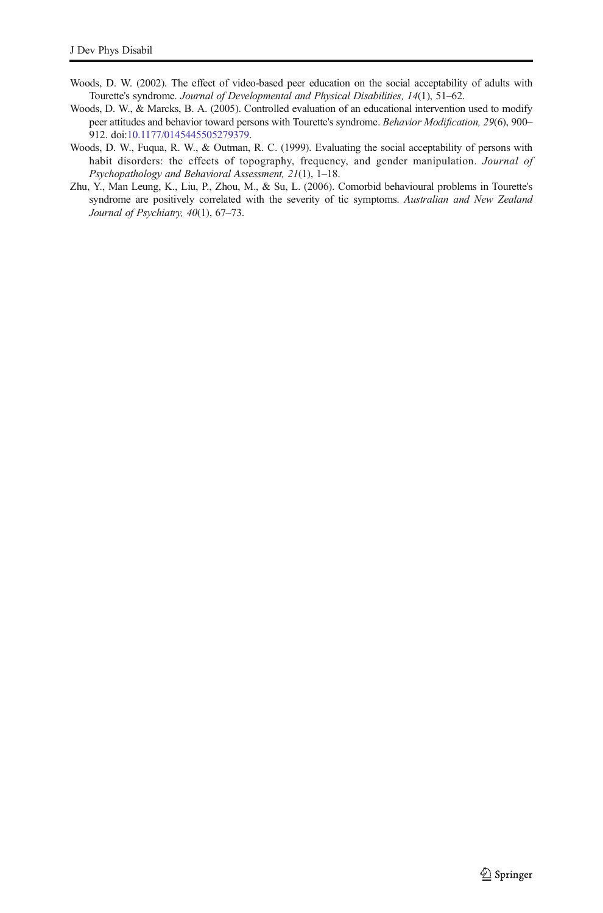Woods, D. W. (2002). The effect of video-based peer education on the social acceptability of adults with Tourette's syndrome. *Journal of Developmental and Physical Disabilities, 14*(1), 51–62.

Woods, D. W., & Marcks, B. A. (2005). Controlled evaluation of an educational intervention used to modify peer attitudes and behavior toward persons with Tourette's syndrome. *Behavior Modification, 29*(6), 900–912. doi:10.1177/0145445505279379.

Woods, D. W., Fuqua, R. W., & Outman, R. C. (1999). Evaluating the social acceptability of persons with habit disorders: the effects of topography, frequency, and gender manipulation. *Journal of Psychopathology and Behavioral Assessment, 21*(1), 1–18.

Zhu, Y., Man Leung, K., Liu, P., Zhou, M., & Su, L. (2006). Comorbid behavioural problems in Tourette's syndrome are positively correlated with the severity of tic symptoms. *Australian and New Zealand Journal of Psychiatry, 40*(1), 67–73.